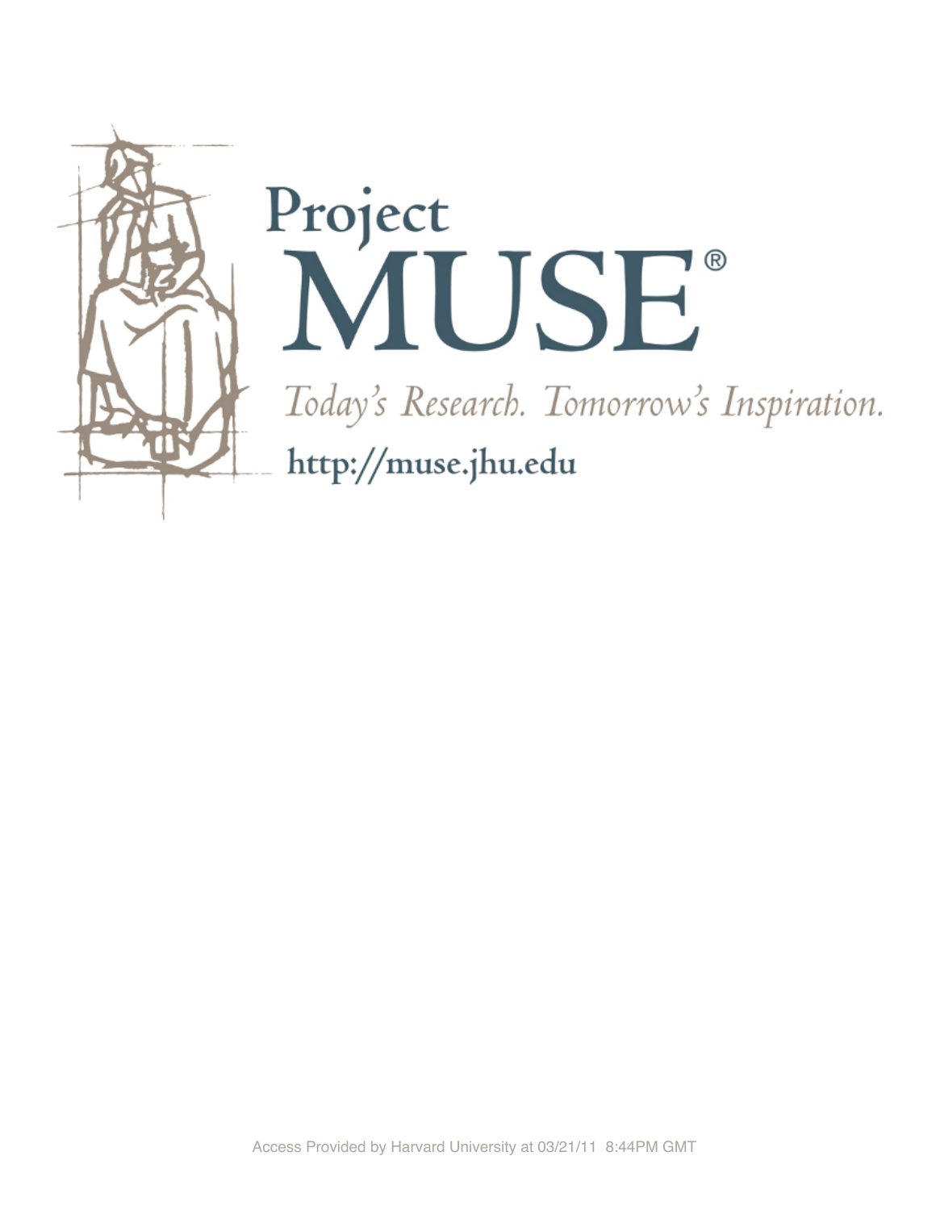Project

MUSE®

*Today's Research. Tomorrow's Inspiration.*

http://muse.jhu.edu

Access Provided by Harvard University at 03/21/11 8:44PM GMT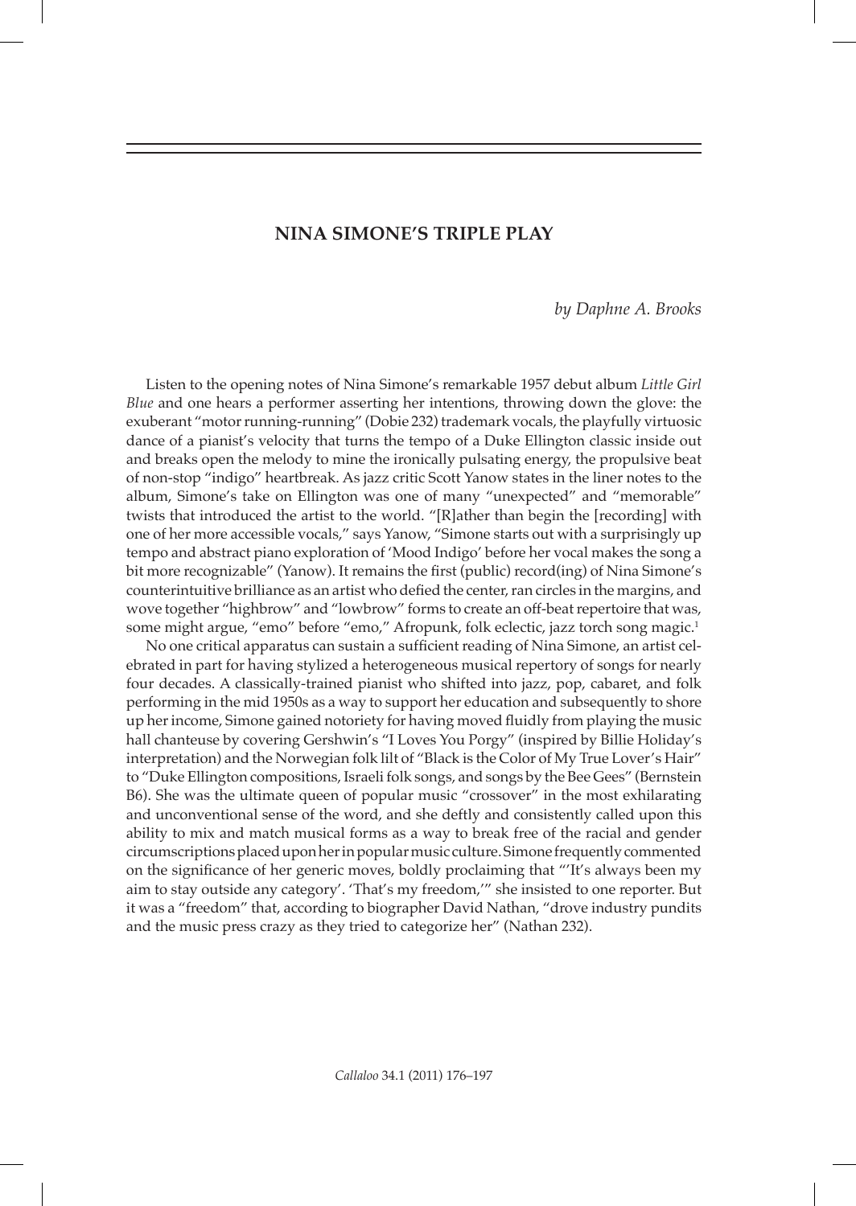# NINA SIMONE'S TRIPLE PLAY

*by Daphne A. Brooks*

Listen to the opening notes of Nina Simone's remarkable 1957 debut album *Little Girl Blue* and one hears a performer asserting her intentions, throwing down the glove: the exuberant "motor running-running" (Dobie 232) trademark vocals, the playfully virtuosic dance of a pianist's velocity that turns the tempo of a Duke Ellington classic inside out and breaks open the melody to mine the ironically pulsating energy, the propulsive beat of non-stop "indigo" heartbreak. As jazz critic Scott Yanow states in the liner notes to the album, Simone's take on Ellington was one of many "unexpected" and "memorable" twists that introduced the artist to the world. "[R]ather than begin the [recording] with one of her more accessible vocals," says Yanow, "Simone starts out with a surprisingly up tempo and abstract piano exploration of 'Mood Indigo' before her vocal makes the song a bit more recognizable" (Yanow). It remains the first (public) record(ing) of Nina Simone's counterintuitive brilliance as an artist who defied the center, ran circles in the margins, and wove together "highbrow" and "lowbrow" forms to create an off-beat repertoire that was, some might argue, "emo" before "emo," Afropunk, folk eclectic, jazz torch song magic.[1]

No one critical apparatus can sustain a sufficient reading of Nina Simone, an artist celebrated in part for having stylized a heterogeneous musical repertory of songs for nearly four decades. A classically-trained pianist who shifted into jazz, pop, cabaret, and folk performing in the mid 1950s as a way to support her education and subsequently to shore up her income, Simone gained notoriety for having moved fluidly from playing the music hall chanteuse by covering Gershwin's "I Loves You Porgy" (inspired by Billie Holiday's interpretation) and the Norwegian folk lilt of "Black is the Color of My True Lover's Hair" to "Duke Ellington compositions, Israeli folk songs, and songs by the Bee Gees" (Bernstein B6). She was the ultimate queen of popular music "crossover" in the most exhilarating and unconventional sense of the word, and she deftly and consistently called upon this ability to mix and match musical forms as a way to break free of the racial and gender circumscriptions placed upon her in popular music culture. Simone frequently commented on the significance of her generic moves, boldly proclaiming that "'It's always been my aim to stay outside any category'. 'That's my freedom,'" she insisted to one reporter. But it was a "freedom" that, according to biographer David Nathan, "drove industry pundits and the music press crazy as they tried to categorize her" (Nathan 232).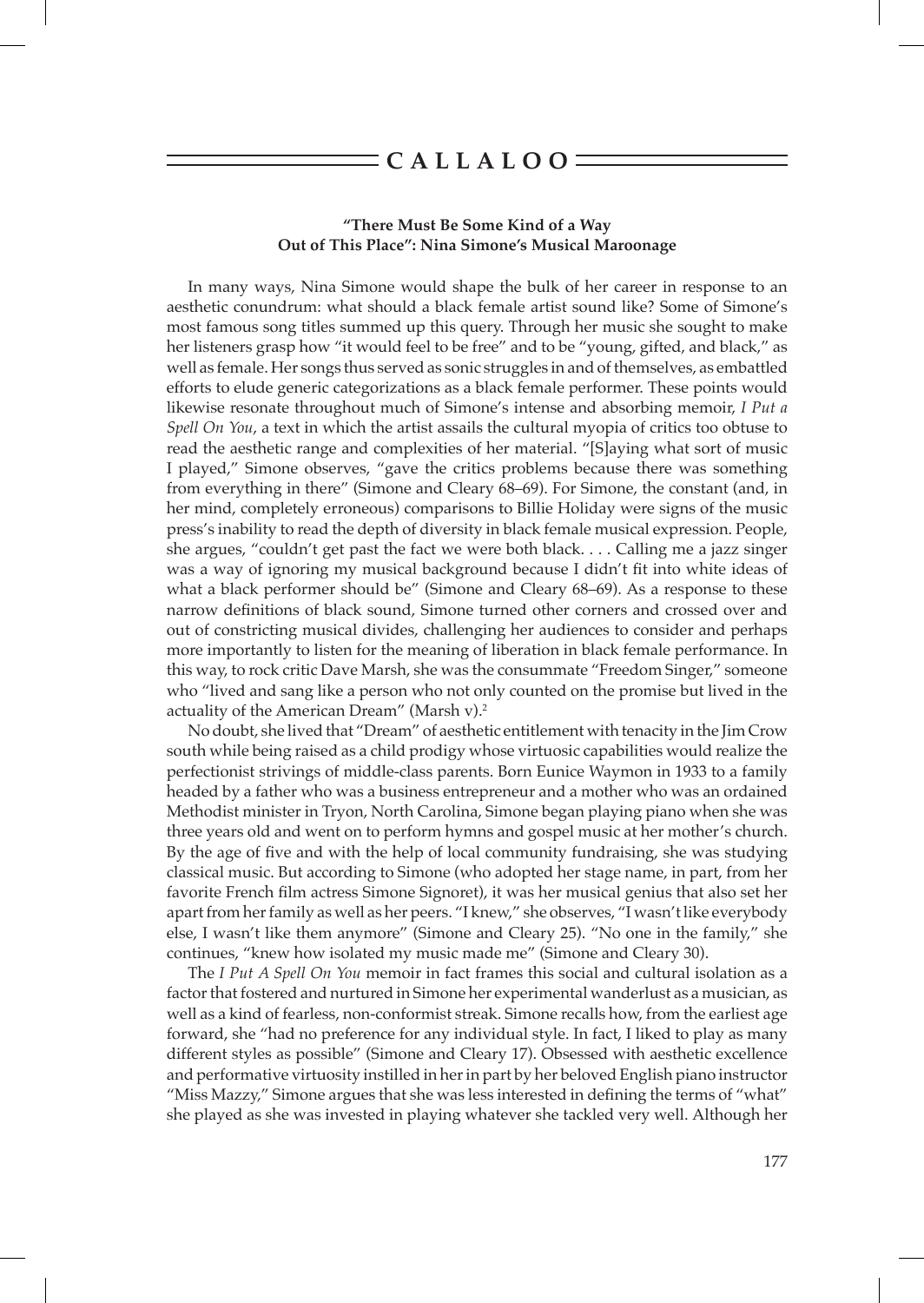## "There Must Be Some Kind of a Way Out of This Place": Nina Simone's Musical Maroonage

In many ways, Nina Simone would shape the bulk of her career in response to an aesthetic conundrum: what should a black female artist sound like? Some of Simone's most famous song titles summed up this query. Through her music she sought to make her listeners grasp how "it would feel to be free" and to be "young, gifted, and black," as well as female. Her songs thus served as sonic struggles in and of themselves, as embattled efforts to elude generic categorizations as a black female performer. These points would likewise resonate throughout much of Simone's intense and absorbing memoir, *I Put a Spell On You*, a text in which the artist assails the cultural myopia of critics too obtuse to read the aesthetic range and complexities of her material. "[S]aying what sort of music I played," Simone observes, "gave the critics problems because there was something from everything in there" (Simone and Cleary 68–69). For Simone, the constant (and, in her mind, completely erroneous) comparisons to Billie Holiday were signs of the music press's inability to read the depth of diversity in black female musical expression. People, she argues, "couldn't get past the fact we were both black. . . . Calling me a jazz singer was a way of ignoring my musical background because I didn't fit into white ideas of what a black performer should be" (Simone and Cleary 68–69). As a response to these narrow definitions of black sound, Simone turned other corners and crossed over and out of constricting musical divides, challenging her audiences to consider and perhaps more importantly to listen for the meaning of liberation in black female performance. In this way, to rock critic Dave Marsh, she was the consummate "Freedom Singer," someone who "lived and sang like a person who not only counted on the promise but lived in the actuality of the American Dream" (Marsh v).[2]

No doubt, she lived that "Dream" of aesthetic entitlement with tenacity in the Jim Crow south while being raised as a child prodigy whose virtuosic capabilities would realize the perfectionist strivings of middle-class parents. Born Eunice Waymon in 1933 to a family headed by a father who was a business entrepreneur and a mother who was an ordained Methodist minister in Tryon, North Carolina, Simone began playing piano when she was three years old and went on to perform hymns and gospel music at her mother's church. By the age of five and with the help of local community fundraising, she was studying classical music. But according to Simone (who adopted her stage name, in part, from her favorite French film actress Simone Signoret), it was her musical genius that also set her apart from her family as well as her peers. "I knew," she observes, "I wasn't like everybody else, I wasn't like them anymore" (Simone and Cleary 25). "No one in the family," she continues, "knew how isolated my music made me" (Simone and Cleary 30).

The *I Put A Spell On You* memoir in fact frames this social and cultural isolation as a factor that fostered and nurtured in Simone her experimental wanderlust as a musician, as well as a kind of fearless, non-conformist streak. Simone recalls how, from the earliest age forward, she "had no preference for any individual style. In fact, I liked to play as many different styles as possible" (Simone and Cleary 17). Obsessed with aesthetic excellence and performative virtuosity instilled in her in part by her beloved English piano instructor "Miss Mazzy," Simone argues that she was less interested in defining the terms of "what" she played as she was invested in playing whatever she tackled very well. Although her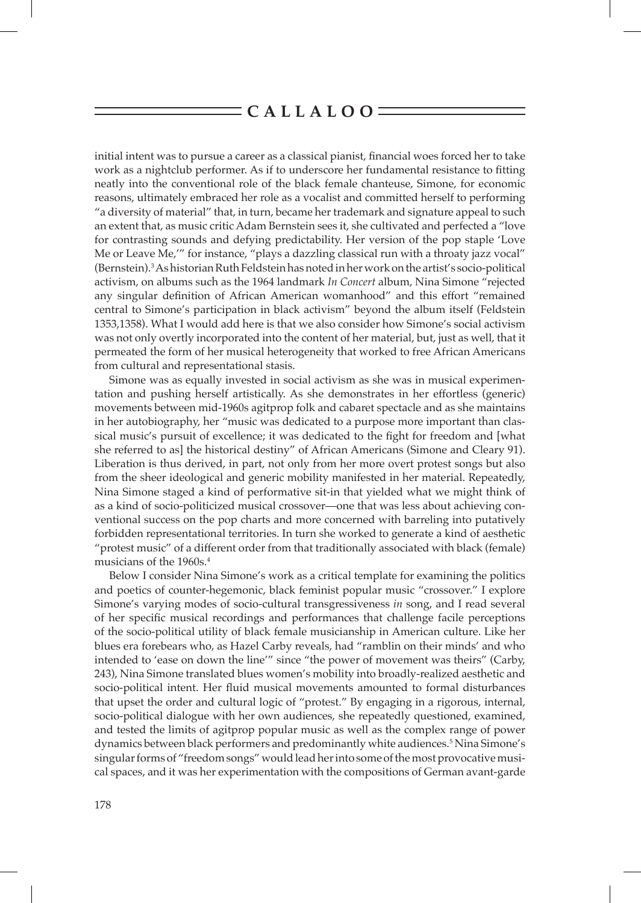initial intent was to pursue a career as a classical pianist, financial woes forced her to take work as a nightclub performer. As if to underscore her fundamental resistance to fitting neatly into the conventional role of the black female chanteuse, Simone, for economic reasons, ultimately embraced her role as a vocalist and committed herself to performing "a diversity of material" that, in turn, became her trademark and signature appeal to such an extent that, as music critic Adam Bernstein sees it, she cultivated and perfected a "love for contrasting sounds and defying predictability. Her version of the pop staple 'Love Me or Leave Me,'" for instance, "plays a dazzling classical run with a throaty jazz vocal" (Bernstein).[3] As historian Ruth Feldstein has noted in her work on the artist's socio-political activism, on albums such as the 1964 landmark *In Concert* album, Nina Simone "rejected any singular definition of African American womanhood" and this effort "remained central to Simone's participation in black activism" beyond the album itself (Feldstein 1353,1358). What I would add here is that we also consider how Simone's social activism was not only overtly incorporated into the content of her material, but, just as well, that it permeated the form of her musical heterogeneity that worked to free African Americans from cultural and representational stasis.

Simone was as equally invested in social activism as she was in musical experimentation and pushing herself artistically. As she demonstrates in her effortless (generic) movements between mid-1960s agitprop folk and cabaret spectacle and as she maintains in her autobiography, her "music was dedicated to a purpose more important than classical music's pursuit of excellence; it was dedicated to the fight for freedom and [what she referred to as] the historical destiny" of African Americans (Simone and Cleary 91). Liberation is thus derived, in part, not only from her more overt protest songs but also from the sheer ideological and generic mobility manifested in her material. Repeatedly, Nina Simone staged a kind of performative sit-in that yielded what we might think of as a kind of socio-politicized musical crossover—one that was less about achieving conventional success on the pop charts and more concerned with barreling into putatively forbidden representational territories. In turn she worked to generate a kind of aesthetic "protest music" of a different order from that traditionally associated with black (female) musicians of the 1960s.[4]

Below I consider Nina Simone's work as a critical template for examining the politics and poetics of counter-hegemonic, black feminist popular music "crossover." I explore Simone's varying modes of socio-cultural transgressiveness *in* song, and I read several of her specific musical recordings and performances that challenge facile perceptions of the socio-political utility of black female musicianship in American culture. Like her blues era forebears who, as Hazel Carby reveals, had "ramblin on their minds' and who intended to 'ease on down the line'" since "the power of movement was theirs" (Carby, 243), Nina Simone translated blues women's mobility into broadly-realized aesthetic and socio-political intent. Her fluid musical movements amounted to formal disturbances that upset the order and cultural logic of "protest." By engaging in a rigorous, internal, socio-political dialogue with her own audiences, she repeatedly questioned, examined, and tested the limits of agitprop popular music as well as the complex range of power dynamics between black performers and predominantly white audiences.[5] Nina Simone's singular forms of "freedom songs" would lead her into some of the most provocative musical spaces, and it was her experimentation with the compositions of German avant-garde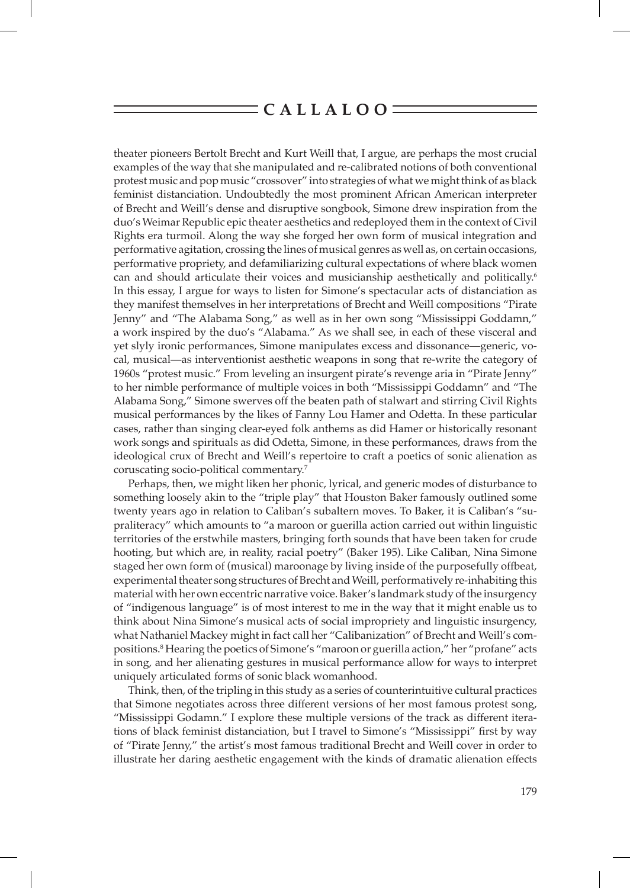theater pioneers Bertolt Brecht and Kurt Weill that, I argue, are perhaps the most crucial examples of the way that she manipulated and re-calibrated notions of both conventional protest music and pop music "crossover" into strategies of what we might think of as black feminist distanciation. Undoubtedly the most prominent African American interpreter of Brecht and Weill's dense and disruptive songbook, Simone drew inspiration from the duo's Weimar Republic epic theater aesthetics and redeployed them in the context of Civil Rights era turmoil. Along the way she forged her own form of musical integration and performative agitation, crossing the lines of musical genres as well as, on certain occasions, performative propriety, and defamiliarizing cultural expectations of where black women can and should articulate their voices and musicianship aesthetically and politically.[6] In this essay, I argue for ways to listen for Simone's spectacular acts of distanciation as they manifest themselves in her interpretations of Brecht and Weill compositions "Pirate Jenny" and "The Alabama Song," as well as in her own song "Mississippi Goddamn," a work inspired by the duo's "Alabama." As we shall see, in each of these visceral and yet slyly ironic performances, Simone manipulates excess and dissonance—generic, vocal, musical—as interventionist aesthetic weapons in song that re-write the category of 1960s "protest music." From leveling an insurgent pirate's revenge aria in "Pirate Jenny" to her nimble performance of multiple voices in both "Mississippi Goddamn" and "The Alabama Song," Simone swerves off the beaten path of stalwart and stirring Civil Rights musical performances by the likes of Fanny Lou Hamer and Odetta. In these particular cases, rather than singing clear-eyed folk anthems as did Hamer or historically resonant work songs and spirituals as did Odetta, Simone, in these performances, draws from the ideological crux of Brecht and Weill's repertoire to craft a poetics of sonic alienation as coruscating socio-political commentary.[7]

Perhaps, then, we might liken her phonic, lyrical, and generic modes of disturbance to something loosely akin to the "triple play" that Houston Baker famously outlined some twenty years ago in relation to Caliban's subaltern moves. To Baker, it is Caliban's "supraliteracy" which amounts to "a maroon or guerilla action carried out within linguistic territories of the erstwhile masters, bringing forth sounds that have been taken for crude hooting, but which are, in reality, racial poetry" (Baker 195). Like Caliban, Nina Simone staged her own form of (musical) maroonage by living inside of the purposefully offbeat, experimental theater song structures of Brecht and Weill, performatively re-inhabiting this material with her own eccentric narrative voice. Baker's landmark study of the insurgency of "indigenous language" is of most interest to me in the way that it might enable us to think about Nina Simone's musical acts of social impropriety and linguistic insurgency, what Nathaniel Mackey might in fact call her "Calibanization" of Brecht and Weill's compositions.[8] Hearing the poetics of Simone's "maroon or guerilla action," her "profane" acts in song, and her alienating gestures in musical performance allow for ways to interpret uniquely articulated forms of sonic black womanhood.

Think, then, of the tripling in this study as a series of counterintuitive cultural practices that Simone negotiates across three different versions of her most famous protest song, "Mississippi Godamn." I explore these multiple versions of the track as different iterations of black feminist distanciation, but I travel to Simone's "Mississippi" first by way of "Pirate Jenny," the artist's most famous traditional Brecht and Weill cover in order to illustrate her daring aesthetic engagement with the kinds of dramatic alienation effects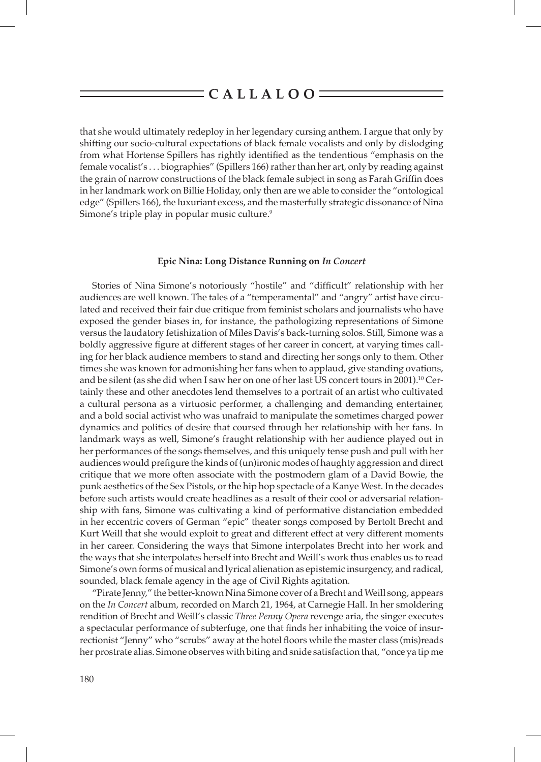that she would ultimately redeploy in her legendary cursing anthem. I argue that only by shifting our socio-cultural expectations of black female vocalists and only by dislodging from what Hortense Spillers has rightly identified as the tendentious "emphasis on the female vocalist's . . . biographies" (Spillers 166) rather than her art, only by reading against the grain of narrow constructions of the black female subject in song as Farah Griffin does in her landmark work on Billie Holiday, only then are we able to consider the "ontological edge" (Spillers 166), the luxuriant excess, and the masterfully strategic dissonance of Nina Simone's triple play in popular music culture.[9]

### Epic Nina: Long Distance Running on *In Concert*

Stories of Nina Simone's notoriously "hostile" and "difficult" relationship with her audiences are well known. The tales of a "temperamental" and "angry" artist have circulated and received their fair due critique from feminist scholars and journalists who have exposed the gender biases in, for instance, the pathologizing representations of Simone versus the laudatory fetishization of Miles Davis's back-turning solos. Still, Simone was a boldly aggressive figure at different stages of her career in concert, at varying times calling for her black audience members to stand and directing her songs only to them. Other times she was known for admonishing her fans when to applaud, give standing ovations, and be silent (as she did when I saw her on one of her last US concert tours in 2001).[10] Certainly these and other anecdotes lend themselves to a portrait of an artist who cultivated a cultural persona as a virtuosic performer, a challenging and demanding entertainer, and a bold social activist who was unafraid to manipulate the sometimes charged power dynamics and politics of desire that coursed through her relationship with her fans. In landmark ways as well, Simone's fraught relationship with her audience played out in her performances of the songs themselves, and this uniquely tense push and pull with her audiences would prefigure the kinds of (un)ironic modes of haughty aggression and direct critique that we more often associate with the postmodern glam of a David Bowie, the punk aesthetics of the Sex Pistols, or the hip hop spectacle of a Kanye West. In the decades before such artists would create headlines as a result of their cool or adversarial relationship with fans, Simone was cultivating a kind of performative distanciation embedded in her eccentric covers of German "epic" theater songs composed by Bertolt Brecht and Kurt Weill that she would exploit to great and different effect at very different moments in her career. Considering the ways that Simone interpolates Brecht into her work and the ways that she interpolates herself into Brecht and Weill's work thus enables us to read Simone's own forms of musical and lyrical alienation as epistemic insurgency, and radical, sounded, black female agency in the age of Civil Rights agitation.

"Pirate Jenny," the better-known Nina Simone cover of a Brecht and Weill song, appears on the *In Concert* album, recorded on March 21, 1964, at Carnegie Hall. In her smoldering rendition of Brecht and Weill's classic *Three Penny Opera* revenge aria, the singer executes a spectacular performance of subterfuge, one that finds her inhabiting the voice of insurrectionist "Jenny" who "scrubs" away at the hotel floors while the master class (mis)reads her prostrate alias. Simone observes with biting and snide satisfaction that, "once ya tip me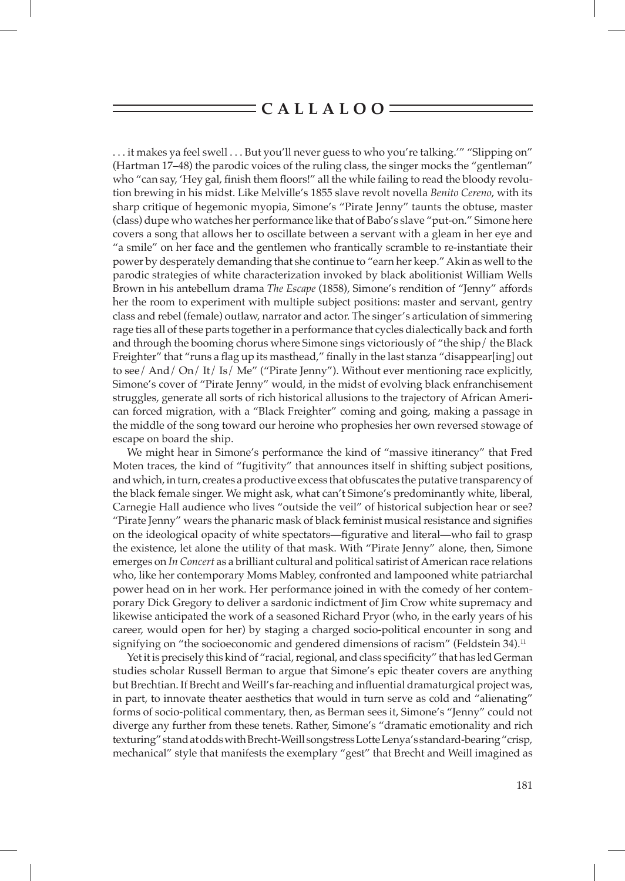. . . it makes ya feel swell . . . But you'll never guess to who you're talking.'" "Slipping on" (Hartman 17–48) the parodic voices of the ruling class, the singer mocks the "gentleman" who "can say, 'Hey gal, finish them floors!" all the while failing to read the bloody revolution brewing in his midst. Like Melville's 1855 slave revolt novella *Benito Cereno*, with its sharp critique of hegemonic myopia, Simone's "Pirate Jenny" taunts the obtuse, master (class) dupe who watches her performance like that of Babo's slave "put-on." Simone here covers a song that allows her to oscillate between a servant with a gleam in her eye and "a smile" on her face and the gentlemen who frantically scramble to re-instantiate their power by desperately demanding that she continue to "earn her keep." Akin as well to the parodic strategies of white characterization invoked by black abolitionist William Wells Brown in his antebellum drama *The Escape* (1858), Simone's rendition of "Jenny" affords her the room to experiment with multiple subject positions: master and servant, gentry class and rebel (female) outlaw, narrator and actor. The singer's articulation of simmering rage ties all of these parts together in a performance that cycles dialectically back and forth and through the booming chorus where Simone sings victoriously of "the ship/ the Black Freighter" that "runs a flag up its masthead," finally in the last stanza "disappear[ing] out to see/ And/ On/ It/ Is/ Me" ("Pirate Jenny"). Without ever mentioning race explicitly, Simone's cover of "Pirate Jenny" would, in the midst of evolving black enfranchisement struggles, generate all sorts of rich historical allusions to the trajectory of African American forced migration, with a "Black Freighter" coming and going, making a passage in the middle of the song toward our heroine who prophesies her own reversed stowage of escape on board the ship.

We might hear in Simone's performance the kind of "massive itinerancy" that Fred Moten traces, the kind of "fugitivity" that announces itself in shifting subject positions, and which, in turn, creates a productive excess that obfuscates the putative transparency of the black female singer. We might ask, what can't Simone's predominantly white, liberal, Carnegie Hall audience who lives "outside the veil" of historical subjection hear or see? "Pirate Jenny" wears the phanaric mask of black feminist musical resistance and signifies on the ideological opacity of white spectators—figurative and literal—who fail to grasp the existence, let alone the utility of that mask. With "Pirate Jenny" alone, then, Simone emerges on *In Concert* as a brilliant cultural and political satirist of American race relations who, like her contemporary Moms Mabley, confronted and lampooned white patriarchal power head on in her work. Her performance joined in with the comedy of her contemporary Dick Gregory to deliver a sardonic indictment of Jim Crow white supremacy and likewise anticipated the work of a seasoned Richard Pryor (who, in the early years of his career, would open for her) by staging a charged socio-political encounter in song and signifying on "the socioeconomic and gendered dimensions of racism" (Feldstein 34).[11]

Yet it is precisely this kind of "racial, regional, and class specificity" that has led German studies scholar Russell Berman to argue that Simone's epic theater covers are anything but Brechtian. If Brecht and Weill's far-reaching and influential dramaturgical project was, in part, to innovate theater aesthetics that would in turn serve as cold and "alienating" forms of socio-political commentary, then, as Berman sees it, Simone's "Jenny" could not diverge any further from these tenets. Rather, Simone's "dramatic emotionality and rich texturing" stand at odds with Brecht-Weill songstress Lotte Lenya's standard-bearing "crisp, mechanical" style that manifests the exemplary "gest" that Brecht and Weill imagined as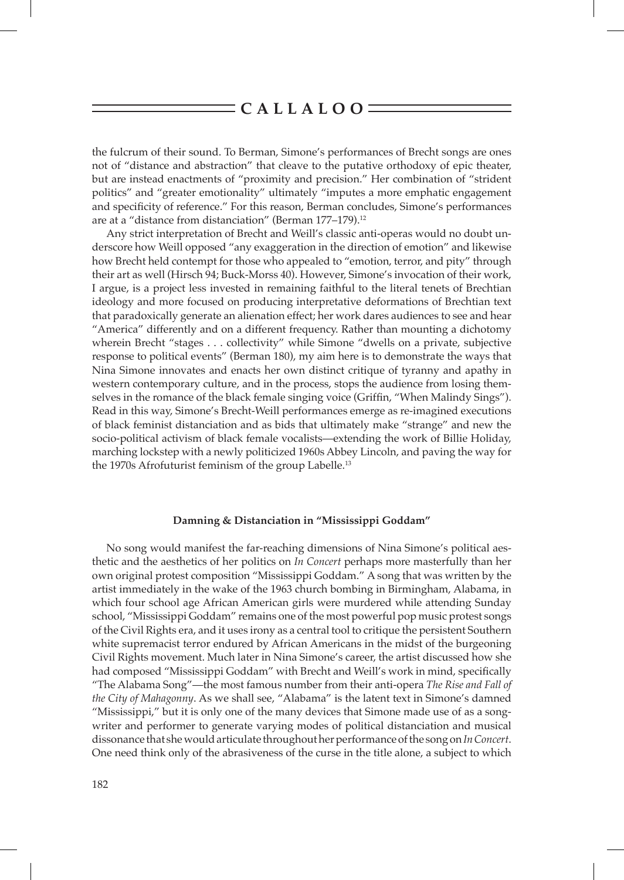the fulcrum of their sound. To Berman, Simone's performances of Brecht songs are ones not of "distance and abstraction" that cleave to the putative orthodoxy of epic theater, but are instead enactments of "proximity and precision." Her combination of "strident politics" and "greater emotionality" ultimately "imputes a more emphatic engagement and specificity of reference." For this reason, Berman concludes, Simone's performances are at a "distance from distanciation" (Berman 177–179).[12]

Any strict interpretation of Brecht and Weill's classic anti-operas would no doubt underscore how Weill opposed "any exaggeration in the direction of emotion" and likewise how Brecht held contempt for those who appealed to "emotion, terror, and pity" through their art as well (Hirsch 94; Buck-Morss 40). However, Simone's invocation of their work, I argue, is a project less invested in remaining faithful to the literal tenets of Brechtian ideology and more focused on producing interpretative deformations of Brechtian text that paradoxically generate an alienation effect; her work dares audiences to see and hear "America" differently and on a different frequency. Rather than mounting a dichotomy wherein Brecht "stages . . . collectivity" while Simone "dwells on a private, subjective response to political events" (Berman 180), my aim here is to demonstrate the ways that Nina Simone innovates and enacts her own distinct critique of tyranny and apathy in western contemporary culture, and in the process, stops the audience from losing themselves in the romance of the black female singing voice (Griffin, "When Malindy Sings"). Read in this way, Simone's Brecht-Weill performances emerge as re-imagined executions of black feminist distanciation and as bids that ultimately make "strange" and new the socio-political activism of black female vocalists—extending the work of Billie Holiday, marching lockstep with a newly politicized 1960s Abbey Lincoln, and paving the way for the 1970s Afrofuturist feminism of the group Labelle.[13]

## Damning & Distanciation in "Mississippi Goddam"

No song would manifest the far-reaching dimensions of Nina Simone's political aesthetic and the aesthetics of her politics on *In Concert* perhaps more masterfully than her own original protest composition "Mississippi Goddam." A song that was written by the artist immediately in the wake of the 1963 church bombing in Birmingham, Alabama, in which four school age African American girls were murdered while attending Sunday school, "Mississippi Goddam" remains one of the most powerful pop music protest songs of the Civil Rights era, and it uses irony as a central tool to critique the persistent Southern white supremacist terror endured by African Americans in the midst of the burgeoning Civil Rights movement. Much later in Nina Simone's career, the artist discussed how she had composed "Mississippi Goddam" with Brecht and Weill's work in mind, specifically "The Alabama Song"—the most famous number from their anti-opera *The Rise and Fall of the City of Mahagonny*. As we shall see, "Alabama" is the latent text in Simone's damned "Mississippi," but it is only one of the many devices that Simone made use of as a songwriter and performer to generate varying modes of political distanciation and musical dissonance that she would articulate throughout her performance of the song on *In Concert*. One need think only of the abrasiveness of the curse in the title alone, a subject to which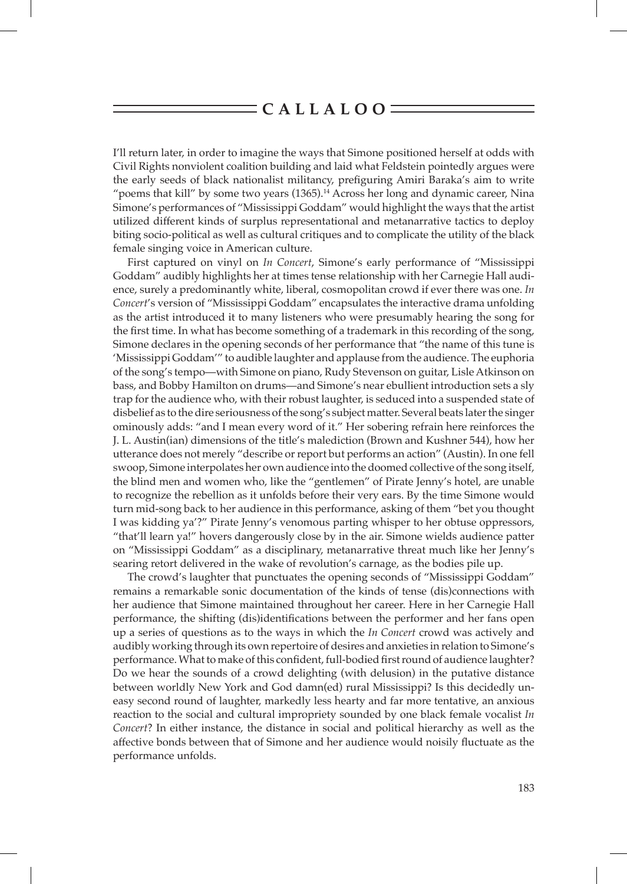I'll return later, in order to imagine the ways that Simone positioned herself at odds with Civil Rights nonviolent coalition building and laid what Feldstein pointedly argues were the early seeds of black nationalist militancy, prefiguring Amiri Baraka's aim to write "poems that kill" by some two years (1365).[14] Across her long and dynamic career, Nina Simone's performances of "Mississippi Goddam" would highlight the ways that the artist utilized different kinds of surplus representational and metanarrative tactics to deploy biting socio-political as well as cultural critiques and to complicate the utility of the black female singing voice in American culture.

First captured on vinyl on *In Concert*, Simone's early performance of "Mississippi Goddam" audibly highlights her at times tense relationship with her Carnegie Hall audience, surely a predominantly white, liberal, cosmopolitan crowd if ever there was one. *In Concert*'s version of "Mississippi Goddam" encapsulates the interactive drama unfolding as the artist introduced it to many listeners who were presumably hearing the song for the first time. In what has become something of a trademark in this recording of the song, Simone declares in the opening seconds of her performance that "the name of this tune is 'Mississippi Goddam'" to audible laughter and applause from the audience. The euphoria of the song's tempo—with Simone on piano, Rudy Stevenson on guitar, Lisle Atkinson on bass, and Bobby Hamilton on drums—and Simone's near ebullient introduction sets a sly trap for the audience who, with their robust laughter, is seduced into a suspended state of disbelief as to the dire seriousness of the song's subject matter. Several beats later the singer ominously adds: "and I mean every word of it." Her sobering refrain here reinforces the J. L. Austin(ian) dimensions of the title's malediction (Brown and Kushner 544), how her utterance does not merely "describe or report but performs an action" (Austin). In one fell swoop, Simone interpolates her own audience into the doomed collective of the song itself, the blind men and women who, like the "gentlemen" of Pirate Jenny's hotel, are unable to recognize the rebellion as it unfolds before their very ears. By the time Simone would turn mid-song back to her audience in this performance, asking of them "bet you thought I was kidding ya'?" Pirate Jenny's venomous parting whisper to her obtuse oppressors, "that'll learn ya!" hovers dangerously close by in the air. Simone wields audience patter on "Mississippi Goddam" as a disciplinary, metanarrative threat much like her Jenny's searing retort delivered in the wake of revolution's carnage, as the bodies pile up.

The crowd's laughter that punctuates the opening seconds of "Mississippi Goddam" remains a remarkable sonic documentation of the kinds of tense (dis)connections with her audience that Simone maintained throughout her career. Here in her Carnegie Hall performance, the shifting (dis)identifications between the performer and her fans open up a series of questions as to the ways in which the *In Concert* crowd was actively and audibly working through its own repertoire of desires and anxieties in relation to Simone's performance. What to make of this confident, full-bodied first round of audience laughter? Do we hear the sounds of a crowd delighting (with delusion) in the putative distance between worldly New York and God damn(ed) rural Mississippi? Is this decidedly uneasy second round of laughter, markedly less hearty and far more tentative, an anxious reaction to the social and cultural impropriety sounded by one black female vocalist *In Concert*? In either instance, the distance in social and political hierarchy as well as the affective bonds between that of Simone and her audience would noisily fluctuate as the performance unfolds.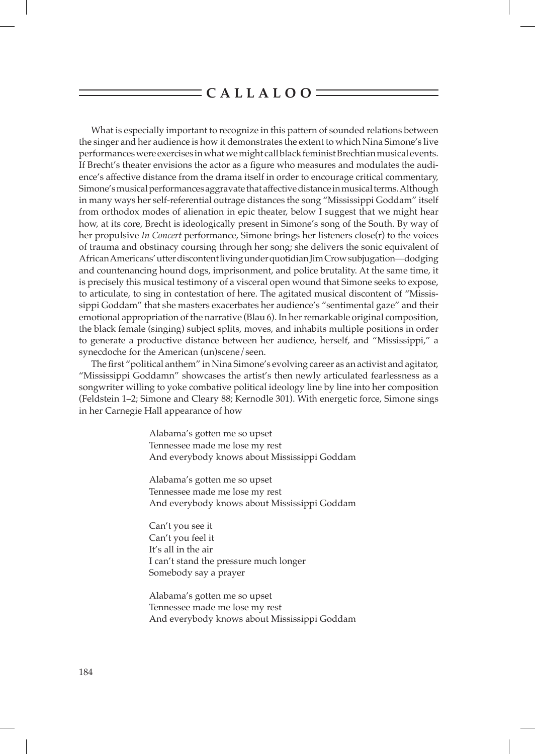What is especially important to recognize in this pattern of sounded relations between the singer and her audience is how it demonstrates the extent to which Nina Simone's live performances were exercises in what we might call black feminist Brechtian musical events. If Brecht's theater envisions the actor as a figure who measures and modulates the audience's affective distance from the drama itself in order to encourage critical commentary, Simone's musical performances aggravate that affective distance in musical terms. Although in many ways her self-referential outrage distances the song "Mississippi Goddam" itself from orthodox modes of alienation in epic theater, below I suggest that we might hear how, at its core, Brecht is ideologically present in Simone's song of the South. By way of her propulsive *In Concert* performance, Simone brings her listeners close(r) to the voices of trauma and obstinacy coursing through her song; she delivers the sonic equivalent of African Americans' utter discontent living under quotidian Jim Crow subjugation—dodging and countenancing hound dogs, imprisonment, and police brutality. At the same time, it is precisely this musical testimony of a visceral open wound that Simone seeks to expose, to articulate, to sing in contestation of here. The agitated musical discontent of "Mississippi Goddam" that she masters exacerbates her audience's "sentimental gaze" and their emotional appropriation of the narrative (Blau 6). In her remarkable original composition, the black female (singing) subject splits, moves, and inhabits multiple positions in order to generate a productive distance between her audience, herself, and "Mississippi," a synecdoche for the American (un)scene/seen.

The first "political anthem" in Nina Simone's evolving career as an activist and agitator, "Mississippi Goddamn" showcases the artist's then newly articulated fearlessness as a songwriter willing to yoke combative political ideology line by line into her composition (Feldstein 1–2; Simone and Cleary 88; Kernodle 301). With energetic force, Simone sings in her Carnegie Hall appearance of how

> Alabama's gotten me so upset
> Tennessee made me lose my rest
> And everybody knows about Mississippi Goddam
>
> Alabama's gotten me so upset
> Tennessee made me lose my rest
> And everybody knows about Mississippi Goddam
>
> Can't you see it
> Can't you feel it
> It's all in the air
> I can't stand the pressure much longer
> Somebody say a prayer
>
> Alabama's gotten me so upset
> Tennessee made me lose my rest
> And everybody knows about Mississippi Goddam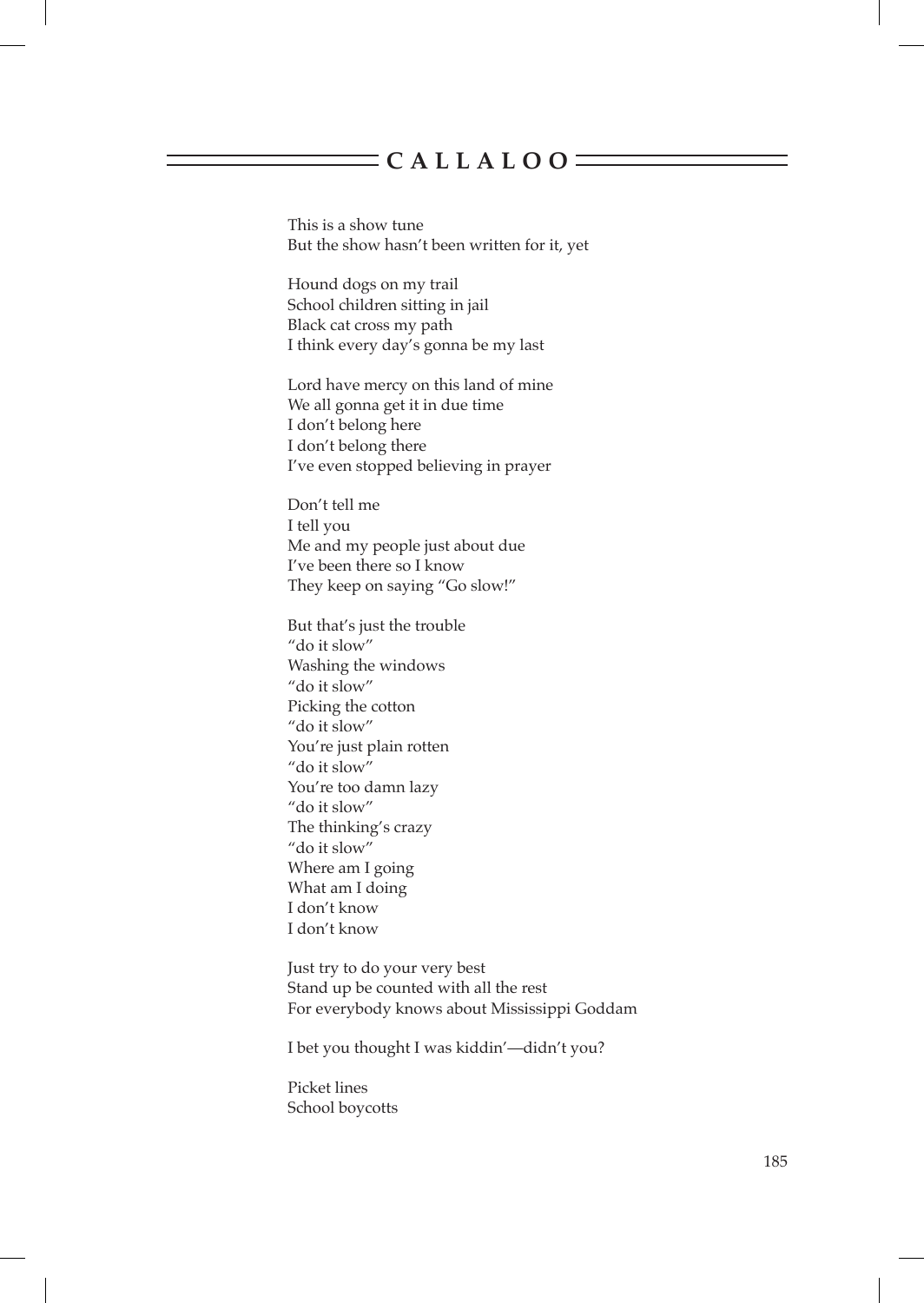This is a show tune
But the show hasn't been written for it, yet

Hound dogs on my trail
School children sitting in jail
Black cat cross my path
I think every day's gonna be my last

Lord have mercy on this land of mine
We all gonna get it in due time
I don't belong here
I don't belong there
I've even stopped believing in prayer

Don't tell me
I tell you
Me and my people just about due
I've been there so I know
They keep on saying "Go slow!"

But that's just the trouble
"do it slow"
Washing the windows
"do it slow"
Picking the cotton
"do it slow"
You're just plain rotten
"do it slow"
You're too damn lazy
"do it slow"
The thinking's crazy
"do it slow"
Where am I going
What am I doing
I don't know
I don't know

Just try to do your very best
Stand up be counted with all the rest
For everybody knows about Mississippi Goddam

I bet you thought I was kiddin'—didn't you?

Picket lines
School boycotts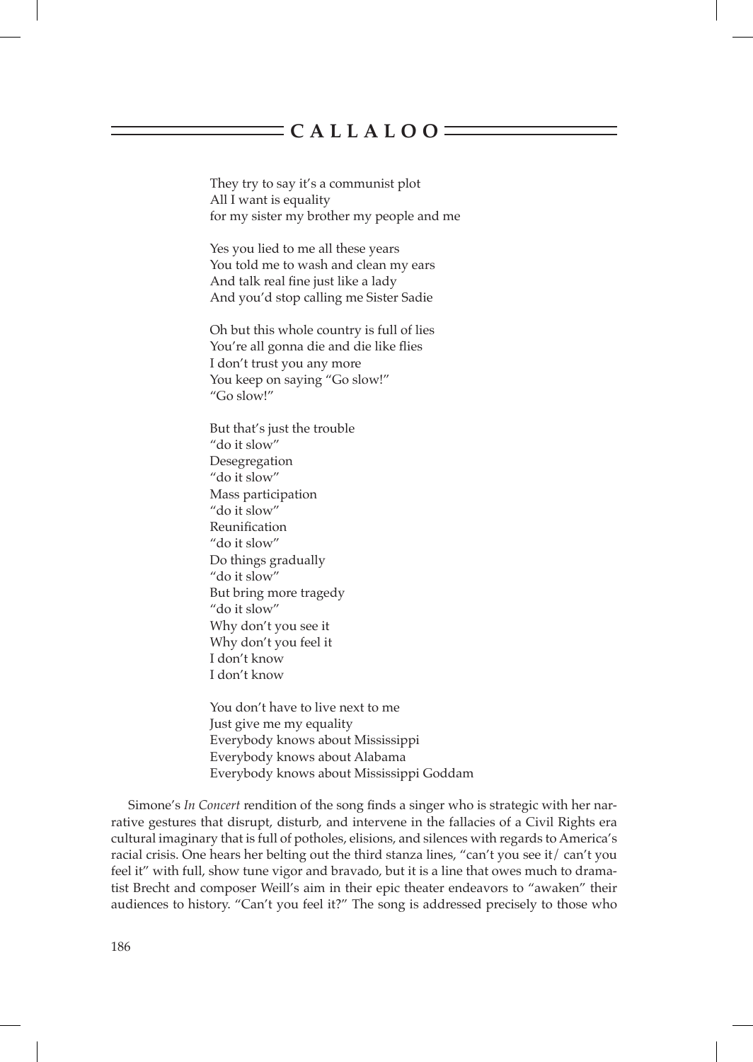They try to say it's a communist plot  
All I want is equality  
for my sister my brother my people and me

Yes you lied to me all these years  
You told me to wash and clean my ears  
And talk real fine just like a lady  
And you'd stop calling me Sister Sadie

Oh but this whole country is full of lies  
You're all gonna die and die like flies  
I don't trust you any more  
You keep on saying "Go slow!"  
"Go slow!"

But that's just the trouble  
"do it slow"  
Desegregation  
"do it slow"  
Mass participation  
"do it slow"  
Reunification  
"do it slow"  
Do things gradually  
"do it slow"  
But bring more tragedy  
"do it slow"  
Why don't you see it  
Why don't you feel it  
I don't know  
I don't know

You don't have to live next to me  
Just give me my equality  
Everybody knows about Mississippi  
Everybody knows about Alabama  
Everybody knows about Mississippi Goddam

Simone's *In Concert* rendition of the song finds a singer who is strategic with her narrative gestures that disrupt, disturb, and intervene in the fallacies of a Civil Rights era cultural imaginary that is full of potholes, elisions, and silences with regards to America's racial crisis. One hears her belting out the third stanza lines, "can't you see it/ can't you feel it" with full, show tune vigor and bravado, but it is a line that owes much to dramatist Brecht and composer Weill's aim in their epic theater endeavors to "awaken" their audiences to history. "Can't you feel it?" The song is addressed precisely to those who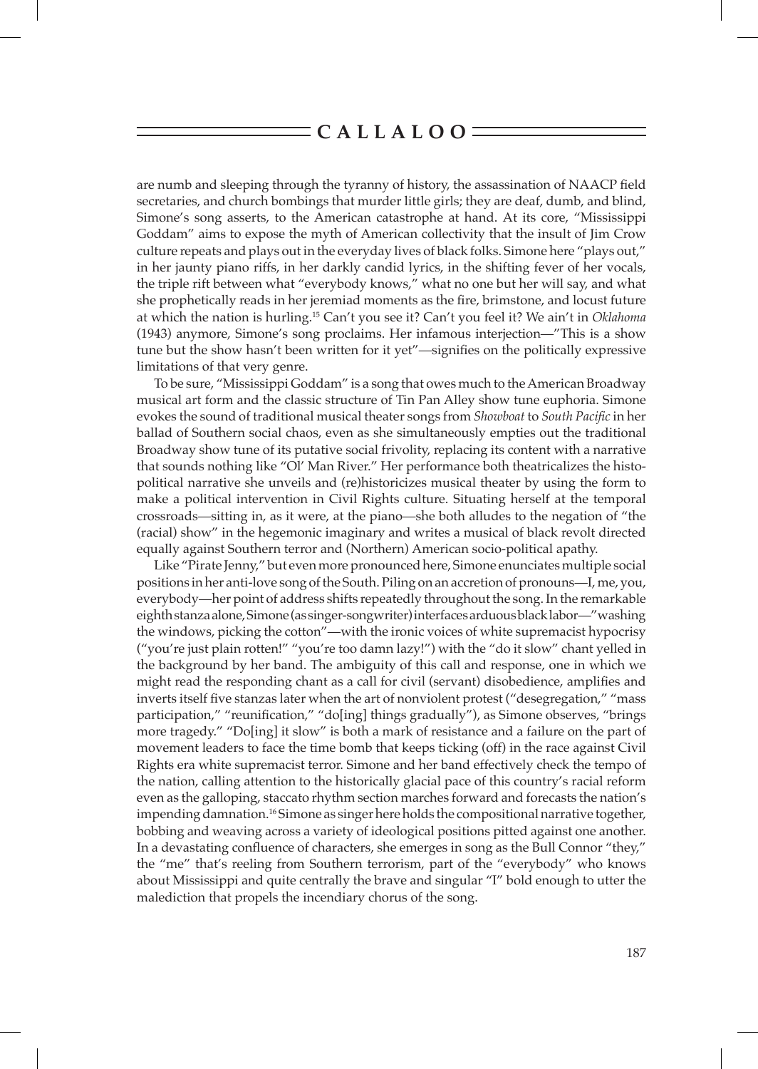are numb and sleeping through the tyranny of history, the assassination of NAACP field secretaries, and church bombings that murder little girls; they are deaf, dumb, and blind, Simone's song asserts, to the American catastrophe at hand. At its core, "Mississippi Goddam" aims to expose the myth of American collectivity that the insult of Jim Crow culture repeats and plays out in the everyday lives of black folks. Simone here "plays out," in her jaunty piano riffs, in her darkly candid lyrics, in the shifting fever of her vocals, the triple rift between what "everybody knows," what no one but her will say, and what she prophetically reads in her jeremiad moments as the fire, brimstone, and locust future at which the nation is hurling.[15] Can't you see it? Can't you feel it? We ain't in *Oklahoma* (1943) anymore, Simone's song proclaims. Her infamous interjection—"This is a show tune but the show hasn't been written for it yet"—signifies on the politically expressive limitations of that very genre.

To be sure, "Mississippi Goddam" is a song that owes much to the American Broadway musical art form and the classic structure of Tin Pan Alley show tune euphoria. Simone evokes the sound of traditional musical theater songs from *Showboat* to *South Pacific* in her ballad of Southern social chaos, even as she simultaneously empties out the traditional Broadway show tune of its putative social frivolity, replacing its content with a narrative that sounds nothing like "Ol' Man River." Her performance both theatricalizes the histo-political narrative she unveils and (re)historicizes musical theater by using the form to make a political intervention in Civil Rights culture. Situating herself at the temporal crossroads—sitting in, as it were, at the piano—she both alludes to the negation of "the (racial) show" in the hegemonic imaginary and writes a musical of black revolt directed equally against Southern terror and (Northern) American socio-political apathy.

Like "Pirate Jenny," but even more pronounced here, Simone enunciates multiple social positions in her anti-love song of the South. Piling on an accretion of pronouns—I, me, you, everybody—her point of address shifts repeatedly throughout the song. In the remarkable eighth stanza alone, Simone (as singer-songwriter) interfaces arduous black labor—"washing the windows, picking the cotton"—with the ironic voices of white supremacist hypocrisy ("you're just plain rotten!" "you're too damn lazy!") with the "do it slow" chant yelled in the background by her band. The ambiguity of this call and response, one in which we might read the responding chant as a call for civil (servant) disobedience, amplifies and inverts itself five stanzas later when the art of nonviolent protest ("desegregation," "mass participation," "reunification," "do[ing] things gradually"), as Simone observes, "brings more tragedy." "Do[ing] it slow" is both a mark of resistance and a failure on the part of movement leaders to face the time bomb that keeps ticking (off) in the race against Civil Rights era white supremacist terror. Simone and her band effectively check the tempo of the nation, calling attention to the historically glacial pace of this country's racial reform even as the galloping, staccato rhythm section marches forward and forecasts the nation's impending damnation.[16] Simone as singer here holds the compositional narrative together, bobbing and weaving across a variety of ideological positions pitted against one another. In a devastating confluence of characters, she emerges in song as the Bull Connor "they," the "me" that's reeling from Southern terrorism, part of the "everybody" who knows about Mississippi and quite centrally the brave and singular "I" bold enough to utter the malediction that propels the incendiary chorus of the song.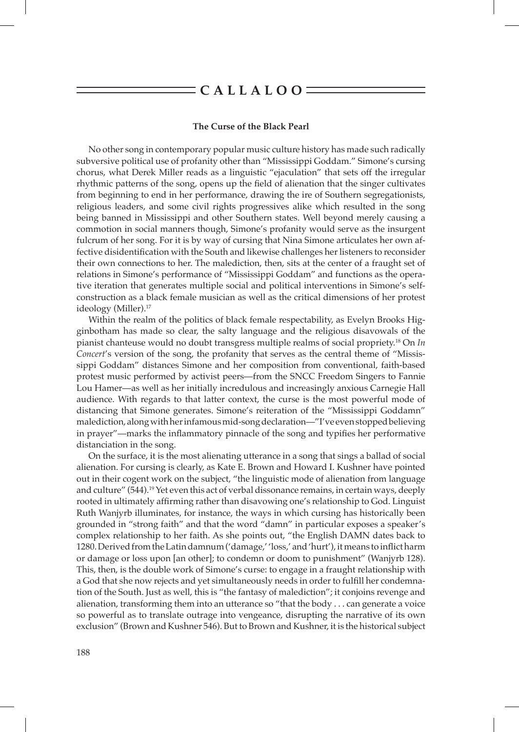### The Curse of the Black Pearl

No other song in contemporary popular music culture history has made such radically subversive political use of profanity other than "Mississippi Goddam." Simone's cursing chorus, what Derek Miller reads as a linguistic "ejaculation" that sets off the irregular rhythmic patterns of the song, opens up the field of alienation that the singer cultivates from beginning to end in her performance, drawing the ire of Southern segregationists, religious leaders, and some civil rights progressives alike which resulted in the song being banned in Mississippi and other Southern states. Well beyond merely causing a commotion in social manners though, Simone's profanity would serve as the insurgent fulcrum of her song. For it is by way of cursing that Nina Simone articulates her own affective disidentification with the South and likewise challenges her listeners to reconsider their own connections to her. The malediction, then, sits at the center of a fraught set of relations in Simone's performance of "Mississippi Goddam" and functions as the operative iteration that generates multiple social and political interventions in Simone's self-construction as a black female musician as well as the critical dimensions of her protest ideology (Miller).[17]

Within the realm of the politics of black female respectability, as Evelyn Brooks Higginbotham has made so clear, the salty language and the religious disavowals of the pianist chanteuse would no doubt transgress multiple realms of social propriety.[18] On *In Concert*'s version of the song, the profanity that serves as the central theme of "Mississippi Goddam" distances Simone and her composition from conventional, faith-based protest music performed by activist peers—from the SNCC Freedom Singers to Fannie Lou Hamer—as well as her initially incredulous and increasingly anxious Carnegie Hall audience. With regards to that latter context, the curse is the most powerful mode of distancing that Simone generates. Simone's reiteration of the "Mississippi Goddamn" malediction, along with her infamous mid-song declaration—"I've even stopped believing in prayer"—marks the inflammatory pinnacle of the song and typifies her performative distanciation in the song.

On the surface, it is the most alienating utterance in a song that sings a ballad of social alienation. For cursing is clearly, as Kate E. Brown and Howard I. Kushner have pointed out in their cogent work on the subject, "the linguistic mode of alienation from language and culture" (544).[19] Yet even this act of verbal dissonance remains, in certain ways, deeply rooted in ultimately affirming rather than disavowing one's relationship to God. Linguist Ruth Wanjyrb illuminates, for instance, the ways in which cursing has historically been grounded in "strong faith" and that the word "damn" in particular exposes a speaker's complex relationship to her faith. As she points out, "the English DAMN dates back to 1280. Derived from the Latin damnum ('damage,' 'loss,' and 'hurt'), it means to inflict harm or damage or loss upon [an other]; to condemn or doom to punishment" (Wanjyrb 128). This, then, is the double work of Simone's curse: to engage in a fraught relationship with a God that she now rejects and yet simultaneously needs in order to fulfill her condemnation of the South. Just as well, this is "the fantasy of malediction"; it conjoins revenge and alienation, transforming them into an utterance so "that the body . . . can generate a voice so powerful as to translate outrage into vengeance, disrupting the narrative of its own exclusion" (Brown and Kushner 546). But to Brown and Kushner, it is the historical subject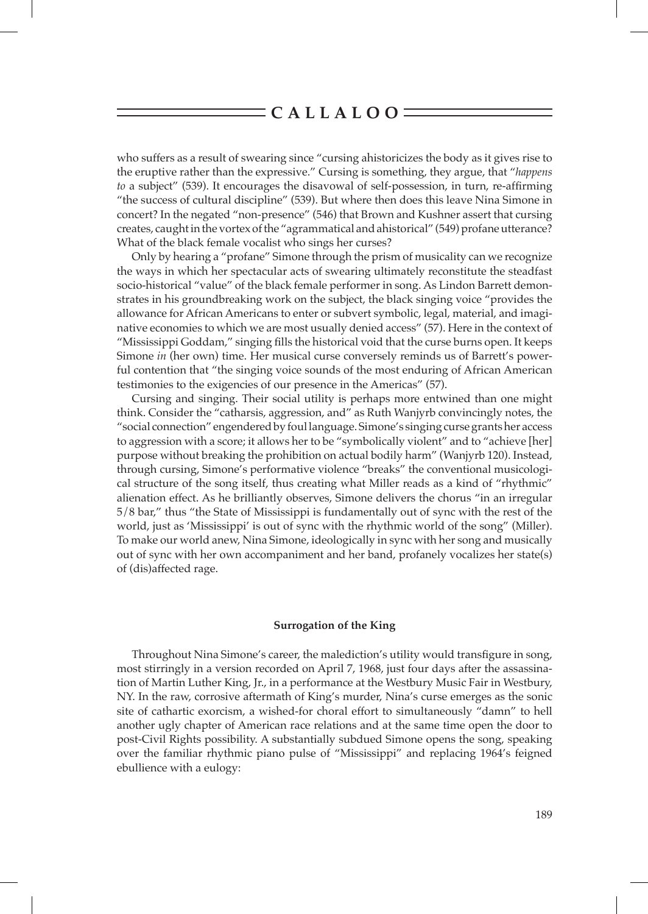who suffers as a result of swearing since "cursing ahistoricizes the body as it gives rise to the eruptive rather than the expressive." Cursing is something, they argue, that "*happens to* a subject" (539). It encourages the disavowal of self-possession, in turn, re-affirming "the success of cultural discipline" (539). But where then does this leave Nina Simone in concert? In the negated "non-presence" (546) that Brown and Kushner assert that cursing creates, caught in the vortex of the "agrammatical and ahistorical" (549) profane utterance? What of the black female vocalist who sings her curses?

Only by hearing a "profane" Simone through the prism of musicality can we recognize the ways in which her spectacular acts of swearing ultimately reconstitute the steadfast socio-historical "value" of the black female performer in song. As Lindon Barrett demonstrates in his groundbreaking work on the subject, the black singing voice "provides the allowance for African Americans to enter or subvert symbolic, legal, material, and imaginative economies to which we are most usually denied access" (57). Here in the context of "Mississippi Goddam," singing fills the historical void that the curse burns open. It keeps Simone *in* (her own) time. Her musical curse conversely reminds us of Barrett's powerful contention that "the singing voice sounds of the most enduring of African American testimonies to the exigencies of our presence in the Americas" (57).

Cursing and singing. Their social utility is perhaps more entwined than one might think. Consider the "catharsis, aggression, and" as Ruth Wanjyrb convincingly notes, the "social connection" engendered by foul language. Simone's singing curse grants her access to aggression with a score; it allows her to be "symbolically violent" and to "achieve [her] purpose without breaking the prohibition on actual bodily harm" (Wanjyrb 120). Instead, through cursing, Simone's performative violence "breaks" the conventional musicological structure of the song itself, thus creating what Miller reads as a kind of "rhythmic" alienation effect. As he brilliantly observes, Simone delivers the chorus "in an irregular 5/8 bar," thus "the State of Mississippi is fundamentally out of sync with the rest of the world, just as 'Mississippi' is out of sync with the rhythmic world of the song" (Miller). To make our world anew, Nina Simone, ideologically in sync with her song and musically out of sync with her own accompaniment and her band, profanely vocalizes her state(s) of (dis)affected rage.

#### Surrogation of the King

Throughout Nina Simone's career, the malediction's utility would transfigure in song, most stirringly in a version recorded on April 7, 1968, just four days after the assassination of Martin Luther King, Jr., in a performance at the Westbury Music Fair in Westbury, NY. In the raw, corrosive aftermath of King's murder, Nina's curse emerges as the sonic site of cathartic exorcism, a wished-for choral effort to simultaneously "damn" to hell another ugly chapter of American race relations and at the same time open the door to post-Civil Rights possibility. A substantially subdued Simone opens the song, speaking over the familiar rhythmic piano pulse of "Mississippi" and replacing 1964's feigned ebullience with a eulogy: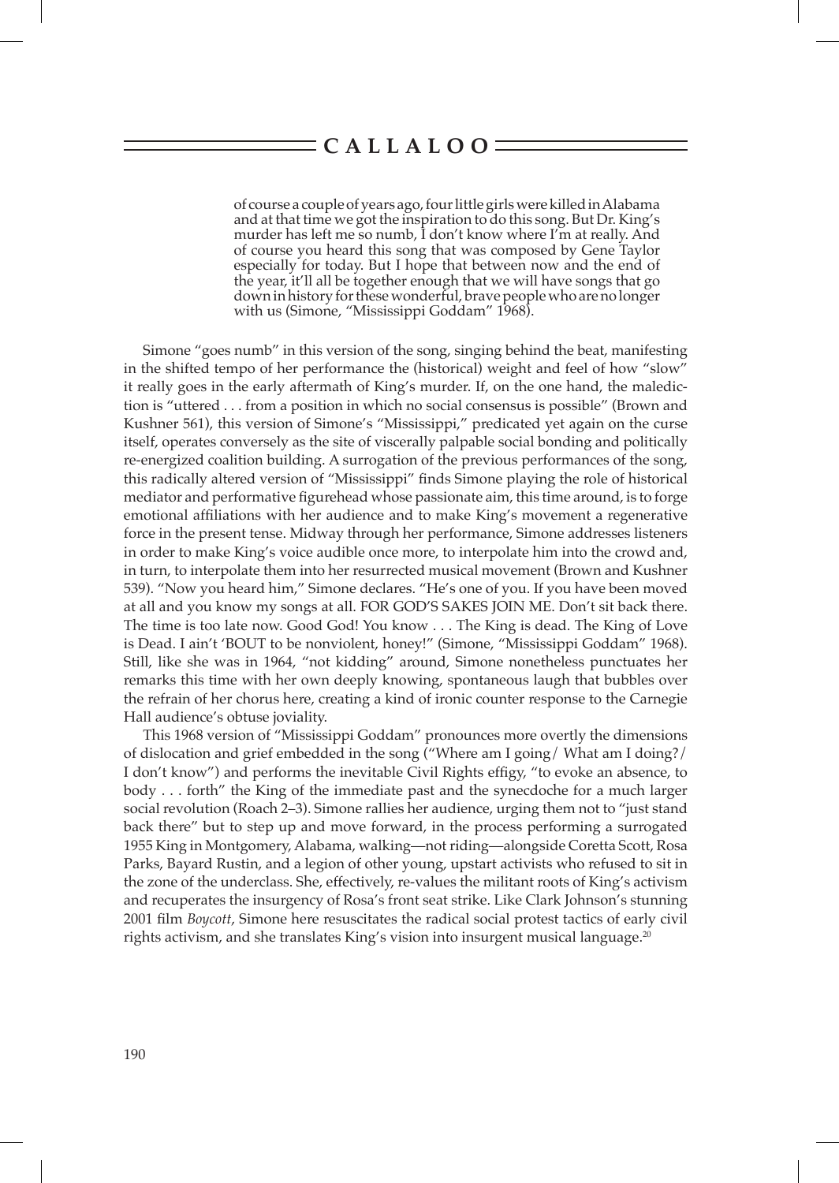> of course a couple of years ago, four little girls were killed in Alabama and at that time we got the inspiration to do this song. But Dr. King's murder has left me so numb, I don't know where I'm at really. And of course you heard this song that was composed by Gene Taylor especially for today. But I hope that between now and the end of the year, it'll all be together enough that we will have songs that go down in history for these wonderful, brave people who are no longer with us (Simone, "Mississippi Goddam" 1968).

Simone "goes numb" in this version of the song, singing behind the beat, manifesting in the shifted tempo of her performance the (historical) weight and feel of how "slow" it really goes in the early aftermath of King's murder. If, on the one hand, the malediction is "uttered . . . from a position in which no social consensus is possible" (Brown and Kushner 561), this version of Simone's "Mississippi," predicated yet again on the curse itself, operates conversely as the site of viscerally palpable social bonding and politically re-energized coalition building. A surrogation of the previous performances of the song, this radically altered version of "Mississippi" finds Simone playing the role of historical mediator and performative figurehead whose passionate aim, this time around, is to forge emotional affiliations with her audience and to make King's movement a regenerative force in the present tense. Midway through her performance, Simone addresses listeners in order to make King's voice audible once more, to interpolate him into the crowd and, in turn, to interpolate them into her resurrected musical movement (Brown and Kushner 539). "Now you heard him," Simone declares. "He's one of you. If you have been moved at all and you know my songs at all. FOR GOD'S SAKES JOIN ME. Don't sit back there. The time is too late now. Good God! You know . . . The King is dead. The King of Love is Dead. I ain't 'BOUT to be nonviolent, honey!" (Simone, "Mississippi Goddam" 1968). Still, like she was in 1964, "not kidding" around, Simone nonetheless punctuates her remarks this time with her own deeply knowing, spontaneous laugh that bubbles over the refrain of her chorus here, creating a kind of ironic counter response to the Carnegie Hall audience's obtuse joviality.

This 1968 version of "Mississippi Goddam" pronounces more overtly the dimensions of dislocation and grief embedded in the song ("Where am I going/ What am I doing?/ I don't know") and performs the inevitable Civil Rights effigy, "to evoke an absence, to body . . . forth" the King of the immediate past and the synecdoche for a much larger social revolution (Roach 2–3). Simone rallies her audience, urging them not to "just stand back there" but to step up and move forward, in the process performing a surrogated 1955 King in Montgomery, Alabama, walking—not riding—alongside Coretta Scott, Rosa Parks, Bayard Rustin, and a legion of other young, upstart activists who refused to sit in the zone of the underclass. She, effectively, re-values the militant roots of King's activism and recuperates the insurgency of Rosa's front seat strike. Like Clark Johnson's stunning 2001 film *Boycott*, Simone here resuscitates the radical social protest tactics of early civil rights activism, and she translates King's vision into insurgent musical language.[20]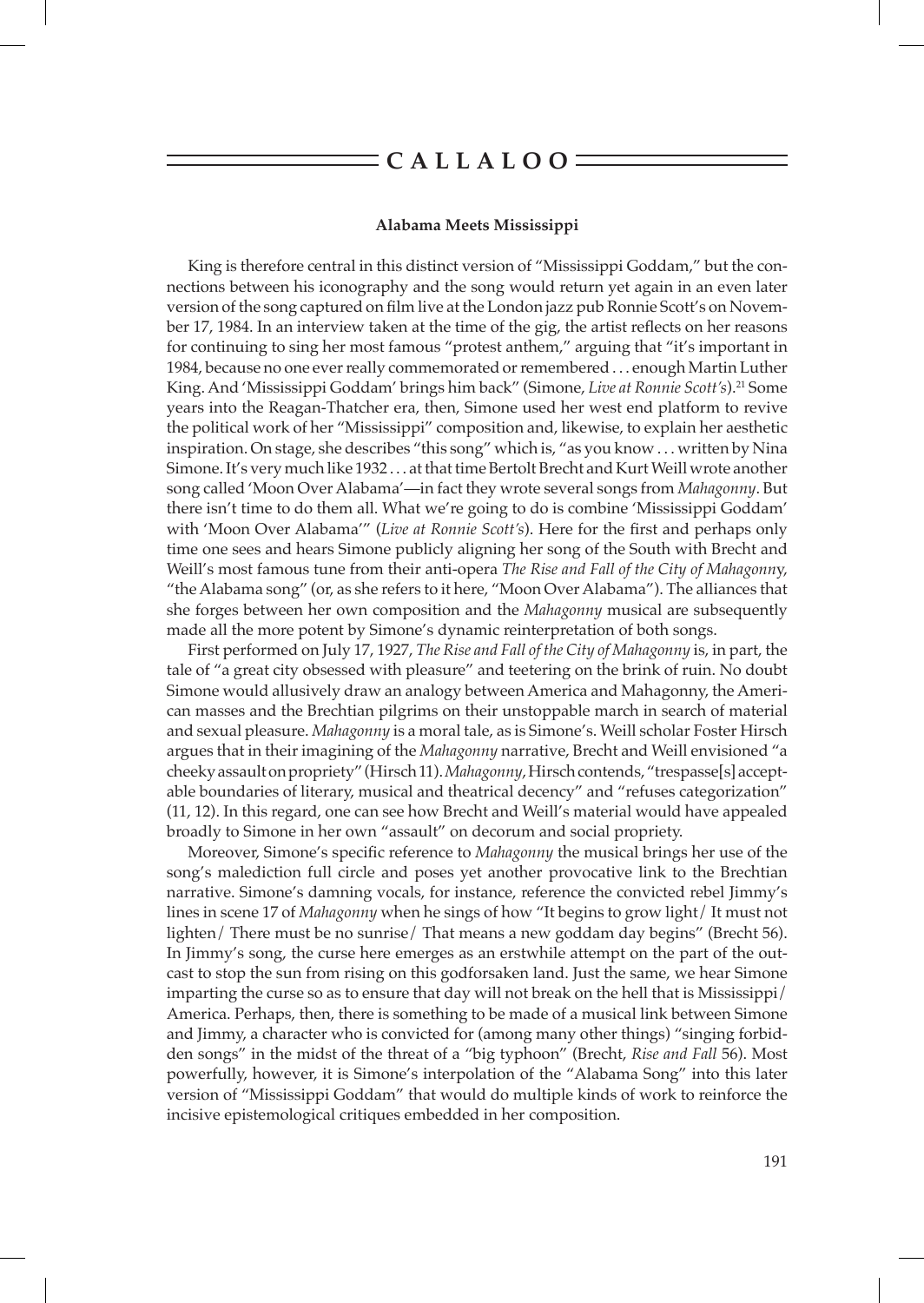### Alabama Meets Mississippi

King is therefore central in this distinct version of "Mississippi Goddam," but the connections between his iconography and the song would return yet again in an even later version of the song captured on film live at the London jazz pub Ronnie Scott's on November 17, 1984. In an interview taken at the time of the gig, the artist reflects on her reasons for continuing to sing her most famous "protest anthem," arguing that "it's important in 1984, because no one ever really commemorated or remembered . . . enough Martin Luther King. And 'Mississippi Goddam' brings him back" (Simone, *Live at Ronnie Scott's*).[21] Some years into the Reagan-Thatcher era, then, Simone used her west end platform to revive the political work of her "Mississippi" composition and, likewise, to explain her aesthetic inspiration. On stage, she describes "this song" which is, "as you know . . . written by Nina Simone. It's very much like 1932 . . . at that time Bertolt Brecht and Kurt Weill wrote another song called 'Moon Over Alabama'—in fact they wrote several songs from *Mahagonny*. But there isn't time to do them all. What we're going to do is combine 'Mississippi Goddam' with 'Moon Over Alabama'" (*Live at Ronnie Scott's*). Here for the first and perhaps only time one sees and hears Simone publicly aligning her song of the South with Brecht and Weill's most famous tune from their anti-opera *The Rise and Fall of the City of Mahagonny*, "the Alabama song" (or, as she refers to it here, "Moon Over Alabama"). The alliances that she forges between her own composition and the *Mahagonny* musical are subsequently made all the more potent by Simone's dynamic reinterpretation of both songs.

First performed on July 17, 1927, *The Rise and Fall of the City of Mahagonny* is, in part, the tale of "a great city obsessed with pleasure" and teetering on the brink of ruin. No doubt Simone would allusively draw an analogy between America and Mahagonny, the American masses and the Brechtian pilgrims on their unstoppable march in search of material and sexual pleasure. *Mahagonny* is a moral tale, as is Simone's. Weill scholar Foster Hirsch argues that in their imagining of the *Mahagonny* narrative, Brecht and Weill envisioned "a cheeky assault on propriety" (Hirsch 11). *Mahagonny*, Hirsch contends, "trespasse[s] acceptable boundaries of literary, musical and theatrical decency" and "refuses categorization" (11, 12). In this regard, one can see how Brecht and Weill's material would have appealed broadly to Simone in her own "assault" on decorum and social propriety.

Moreover, Simone's specific reference to *Mahagonny* the musical brings her use of the song's malediction full circle and poses yet another provocative link to the Brechtian narrative. Simone's damning vocals, for instance, reference the convicted rebel Jimmy's lines in scene 17 of *Mahagonny* when he sings of how "It begins to grow light/ It must not lighten/ There must be no sunrise/ That means a new goddam day begins" (Brecht 56). In Jimmy's song, the curse here emerges as an erstwhile attempt on the part of the outcast to stop the sun from rising on this godforsaken land. Just the same, we hear Simone imparting the curse so as to ensure that day will not break on the hell that is Mississippi/ America. Perhaps, then, there is something to be made of a musical link between Simone and Jimmy, a character who is convicted for (among many other things) "singing forbidden songs" in the midst of the threat of a "big typhoon" (Brecht, *Rise and Fall* 56). Most powerfully, however, it is Simone's interpolation of the "Alabama Song" into this later version of "Mississippi Goddam" that would do multiple kinds of work to reinforce the incisive epistemological critiques embedded in her composition.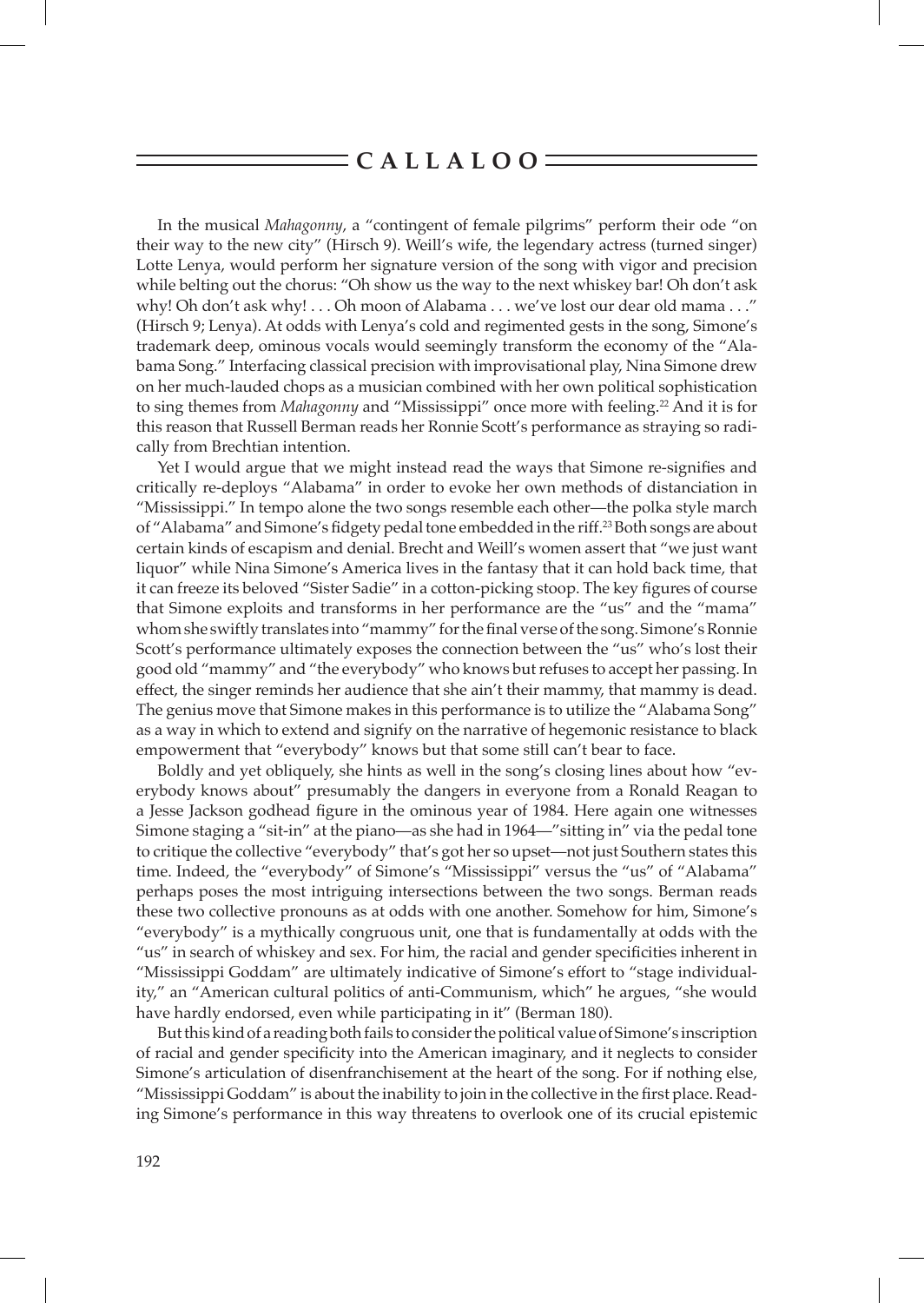In the musical *Mahagonny*, a "contingent of female pilgrims" perform their ode "on their way to the new city" (Hirsch 9). Weill's wife, the legendary actress (turned singer) Lotte Lenya, would perform her signature version of the song with vigor and precision while belting out the chorus: "Oh show us the way to the next whiskey bar! Oh don't ask why! Oh don't ask why! . . . Oh moon of Alabama . . . we've lost our dear old mama . . ." (Hirsch 9; Lenya). At odds with Lenya's cold and regimented gests in the song, Simone's trademark deep, ominous vocals would seemingly transform the economy of the "Alabama Song." Interfacing classical precision with improvisational play, Nina Simone drew on her much-lauded chops as a musician combined with her own political sophistication to sing themes from *Mahagonny* and "Mississippi" once more with feeling.[22] And it is for this reason that Russell Berman reads her Ronnie Scott's performance as straying so radically from Brechtian intention.

Yet I would argue that we might instead read the ways that Simone re-signifies and critically re-deploys "Alabama" in order to evoke her own methods of distanciation in "Mississippi." In tempo alone the two songs resemble each other—the polka style march of "Alabama" and Simone's fidgety pedal tone embedded in the riff.[23] Both songs are about certain kinds of escapism and denial. Brecht and Weill's women assert that "we just want liquor" while Nina Simone's America lives in the fantasy that it can hold back time, that it can freeze its beloved "Sister Sadie" in a cotton-picking stoop. The key figures of course that Simone exploits and transforms in her performance are the "us" and the "mama" whom she swiftly translates into "mammy" for the final verse of the song. Simone's Ronnie Scott's performance ultimately exposes the connection between the "us" who's lost their good old "mammy" and "the everybody" who knows but refuses to accept her passing. In effect, the singer reminds her audience that she ain't their mammy, that mammy is dead. The genius move that Simone makes in this performance is to utilize the "Alabama Song" as a way in which to extend and signify on the narrative of hegemonic resistance to black empowerment that "everybody" knows but that some still can't bear to face.

Boldly and yet obliquely, she hints as well in the song's closing lines about how "everybody knows about" presumably the dangers in everyone from a Ronald Reagan to a Jesse Jackson godhead figure in the ominous year of 1984. Here again one witnesses Simone staging a "sit-in" at the piano—as she had in 1964—"sitting in" via the pedal tone to critique the collective "everybody" that's got her so upset—not just Southern states this time. Indeed, the "everybody" of Simone's "Mississippi" versus the "us" of "Alabama" perhaps poses the most intriguing intersections between the two songs. Berman reads these two collective pronouns as at odds with one another. Somehow for him, Simone's "everybody" is a mythically congruous unit, one that is fundamentally at odds with the "us" in search of whiskey and sex. For him, the racial and gender specificities inherent in "Mississippi Goddam" are ultimately indicative of Simone's effort to "stage individuality," an "American cultural politics of anti-Communism, which" he argues, "she would have hardly endorsed, even while participating in it" (Berman 180).

But this kind of a reading both fails to consider the political value of Simone's inscription of racial and gender specificity into the American imaginary, and it neglects to consider Simone's articulation of disenfranchisement at the heart of the song. For if nothing else, "Mississippi Goddam" is about the inability to join in the collective in the first place. Reading Simone's performance in this way threatens to overlook one of its crucial epistemic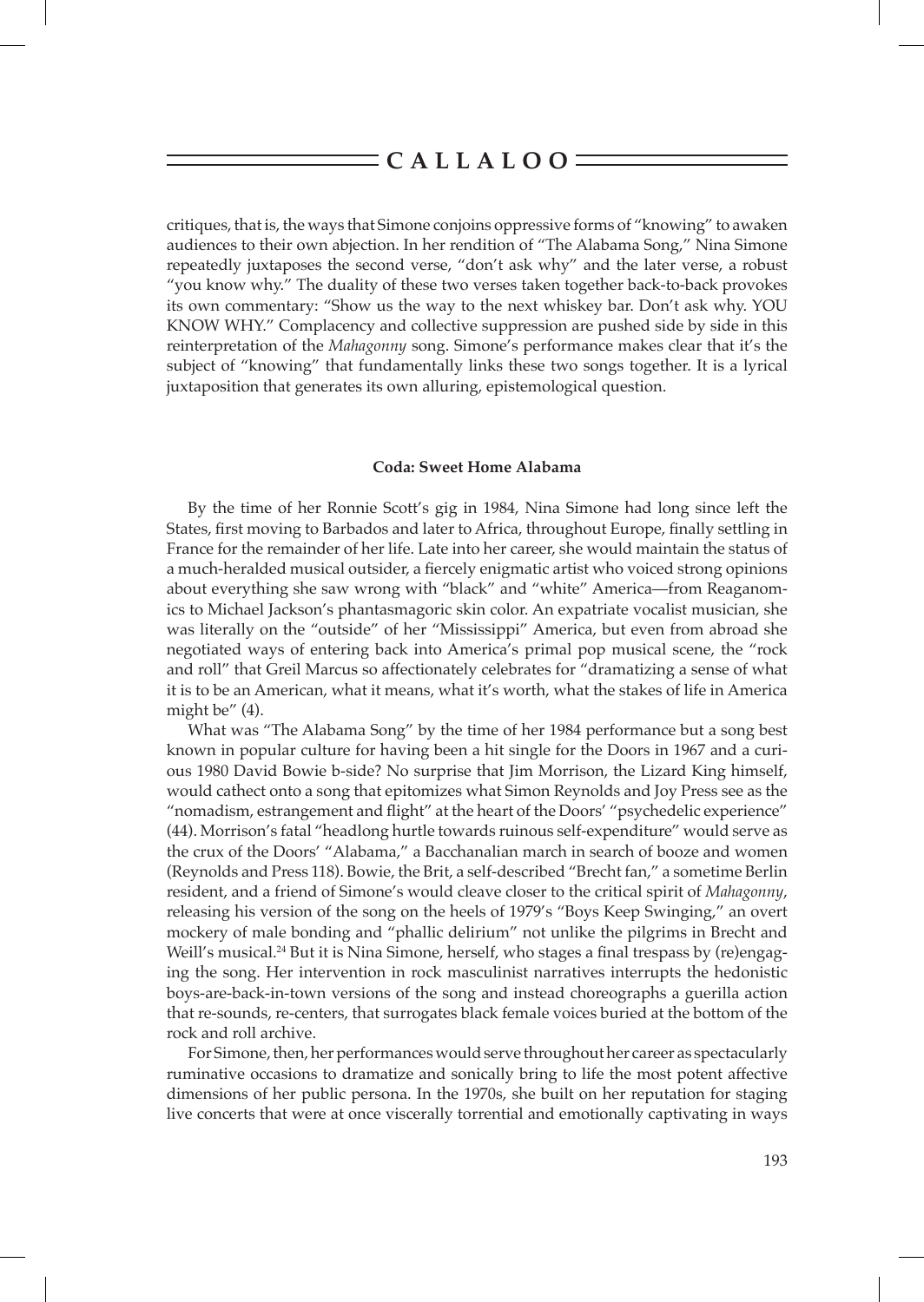critiques, that is, the ways that Simone conjoins oppressive forms of "knowing" to awaken audiences to their own abjection. In her rendition of "The Alabama Song," Nina Simone repeatedly juxtaposes the second verse, "don't ask why" and the later verse, a robust "you know why." The duality of these two verses taken together back-to-back provokes its own commentary: "Show us the way to the next whiskey bar. Don't ask why. YOU KNOW WHY." Complacency and collective suppression are pushed side by side in this reinterpretation of the *Mahagonny* song. Simone's performance makes clear that it's the subject of "knowing" that fundamentally links these two songs together. It is a lyrical juxtaposition that generates its own alluring, epistemological question.

### Coda: Sweet Home Alabama

By the time of her Ronnie Scott's gig in 1984, Nina Simone had long since left the States, first moving to Barbados and later to Africa, throughout Europe, finally settling in France for the remainder of her life. Late into her career, she would maintain the status of a much-heralded musical outsider, a fiercely enigmatic artist who voiced strong opinions about everything she saw wrong with "black" and "white" America—from Reaganomics to Michael Jackson's phantasmagoric skin color. An expatriate vocalist musician, she was literally on the "outside" of her "Mississippi" America, but even from abroad she negotiated ways of entering back into America's primal pop musical scene, the "rock and roll" that Greil Marcus so affectionately celebrates for "dramatizing a sense of what it is to be an American, what it means, what it's worth, what the stakes of life in America might be" (4).

What was "The Alabama Song" by the time of her 1984 performance but a song best known in popular culture for having been a hit single for the Doors in 1967 and a curious 1980 David Bowie b-side? No surprise that Jim Morrison, the Lizard King himself, would cathect onto a song that epitomizes what Simon Reynolds and Joy Press see as the "nomadism, estrangement and flight" at the heart of the Doors' "psychedelic experience" (44). Morrison's fatal "headlong hurtle towards ruinous self-expenditure" would serve as the crux of the Doors' "Alabama," a Bacchanalian march in search of booze and women (Reynolds and Press 118). Bowie, the Brit, a self-described "Brecht fan," a sometime Berlin resident, and a friend of Simone's would cleave closer to the critical spirit of *Mahagonny*, releasing his version of the song on the heels of 1979's "Boys Keep Swinging," an overt mockery of male bonding and "phallic delirium" not unlike the pilgrims in Brecht and Weill's musical.[24] But it is Nina Simone, herself, who stages a final trespass by (re)engaging the song. Her intervention in rock masculinist narratives interrupts the hedonistic boys-are-back-in-town versions of the song and instead choreographs a guerilla action that re-sounds, re-centers, that surrogates black female voices buried at the bottom of the rock and roll archive.

For Simone, then, her performances would serve throughout her career as spectacularly ruminative occasions to dramatize and sonically bring to life the most potent affective dimensions of her public persona. In the 1970s, she built on her reputation for staging live concerts that were at once viscerally torrential and emotionally captivating in ways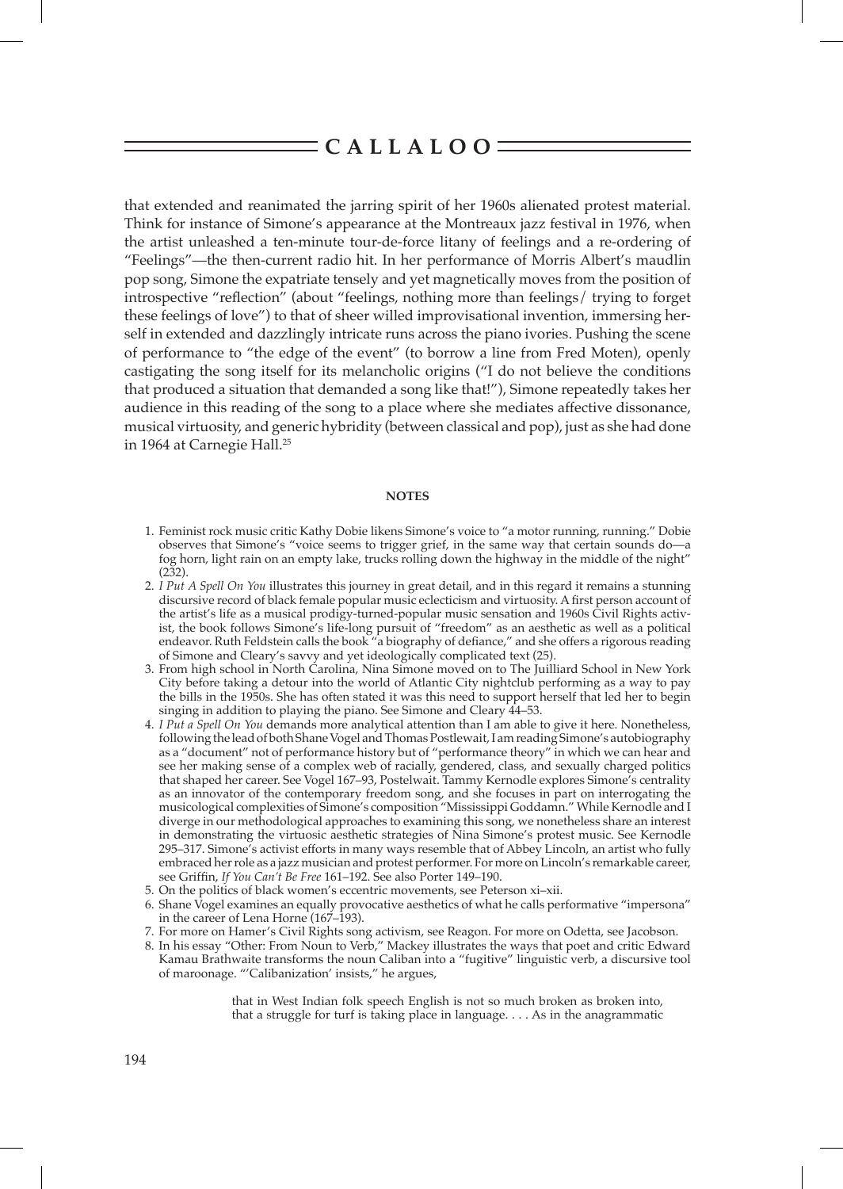that extended and reanimated the jarring spirit of her 1960s alienated protest material. Think for instance of Simone's appearance at the Montreaux jazz festival in 1976, when the artist unleashed a ten-minute tour-de-force litany of feelings and a re-ordering of "Feelings"—the then-current radio hit. In her performance of Morris Albert's maudlin pop song, Simone the expatriate tensely and yet magnetically moves from the position of introspective "reflection" (about "feelings, nothing more than feelings/ trying to forget these feelings of love") to that of sheer willed improvisational invention, immersing herself in extended and dazzlingly intricate runs across the piano ivories. Pushing the scene of performance to "the edge of the event" (to borrow a line from Fred Moten), openly castigating the song itself for its melancholic origins ("I do not believe the conditions that produced a situation that demanded a song like that!"), Simone repeatedly takes her audience in this reading of the song to a place where she mediates affective dissonance, musical virtuosity, and generic hybridity (between classical and pop), just as she had done in 1964 at Carnegie Hall.[25]

#### NOTES

1. Feminist rock music critic Kathy Dobie likens Simone's voice to "a motor running, running." Dobie observes that Simone's "voice seems to trigger grief, in the same way that certain sounds do—a fog horn, light rain on an empty lake, trucks rolling down the highway in the middle of the night" (232).
2. *I Put A Spell On You* illustrates this journey in great detail, and in this regard it remains a stunning discursive record of black female popular music eclecticism and virtuosity. A first person account of the artist's life as a musical prodigy-turned-popular music sensation and 1960s Civil Rights activist, the book follows Simone's life-long pursuit of "freedom" as an aesthetic as well as a political endeavor. Ruth Feldstein calls the book "a biography of defiance," and she offers a rigorous reading of Simone and Cleary's savvy and yet ideologically complicated text (25).
3. From high school in North Carolina, Nina Simone moved on to The Juilliard School in New York City before taking a detour into the world of Atlantic City nightclub performing as a way to pay the bills in the 1950s. She has often stated it was this need to support herself that led her to begin singing in addition to playing the piano. See Simone and Cleary 44–53.
4. *I Put a Spell On You* demands more analytical attention than I am able to give it here. Nonetheless, following the lead of both Shane Vogel and Thomas Postlewait, I am reading Simone's autobiography as a "document" not of performance history but of "performance theory" in which we can hear and see her making sense of a complex web of racially, gendered, class, and sexually charged politics that shaped her career. See Vogel 167–93, Postelwait. Tammy Kernodle explores Simone's centrality as an innovator of the contemporary freedom song, and she focuses in part on interrogating the musicological complexities of Simone's composition "Mississippi Goddamn." While Kernodle and I diverge in our methodological approaches to examining this song, we nonetheless share an interest in demonstrating the virtuosic aesthetic strategies of Nina Simone's protest music. See Kernodle 295–317. Simone's activist efforts in many ways resemble that of Abbey Lincoln, an artist who fully embraced her role as a jazz musician and protest performer. For more on Lincoln's remarkable career, see Griffin, *If You Can't Be Free* 161–192. See also Porter 149–190.
5. On the politics of black women's eccentric movements, see Peterson xi–xii.
6. Shane Vogel examines an equally provocative aesthetics of what he calls performative "impersona" in the career of Lena Horne (167–193).
7. For more on Hamer's Civil Rights song activism, see Reagon. For more on Odetta, see Jacobson.
8. In his essay "Other: From Noun to Verb," Mackey illustrates the ways that poet and critic Edward Kamau Brathwaite transforms the noun Caliban into a "fugitive" linguistic verb, a discursive tool of maroonage. "'Calibanization' insists," he argues,

   > that in West Indian folk speech English is not so much broken as broken into, that a struggle for turf is taking place in language. . . . As in the anagrammatic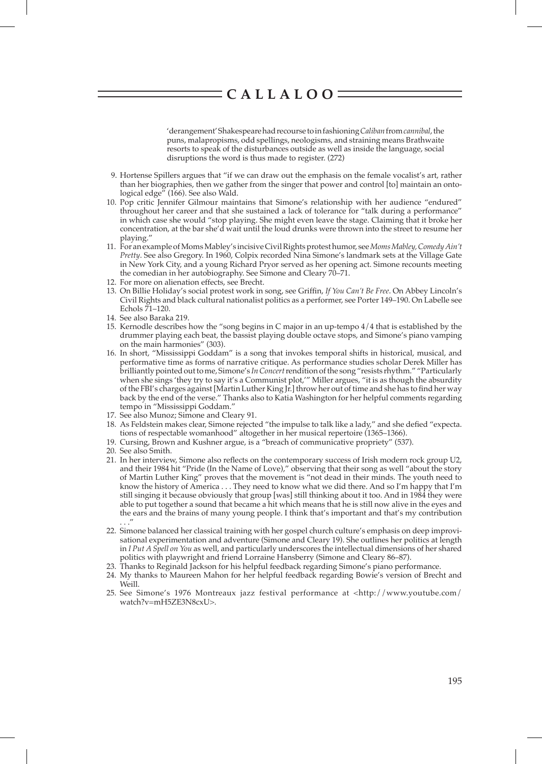'derangement' Shakespeare had recourse to in fashioning *Caliban* from *cannibal*, the puns, malapropisms, odd spellings, neologisms, and straining means Brathwaite resorts to speak of the disturbances outside as well as inside the language, social disruptions the word is thus made to register. (272)

9. Hortense Spillers argues that "if we can draw out the emphasis on the female vocalist's art, rather than her biographies, then we gather from the singer that power and control [to] maintain an ontological edge" (166). See also Wald.
10. Pop critic Jennifer Gilmour maintains that Simone's relationship with her audience "endured" throughout her career and that she sustained a lack of tolerance for "talk during a performance" in which case she would "stop playing. She might even leave the stage. Claiming that it broke her concentration, at the bar she'd wait until the loud drunks were thrown into the street to resume her playing."
11. For an example of Moms Mabley's incisive Civil Rights protest humor, see *Moms Mabley, Comedy Ain't Pretty*. See also Gregory. In 1960, Colpix recorded Nina Simone's landmark sets at the Village Gate in New York City, and a young Richard Pryor served as her opening act. Simone recounts meeting the comedian in her autobiography. See Simone and Cleary 70–71.
12. For more on alienation effects, see Brecht.
13. On Billie Holiday's social protest work in song, see Griffin, *If You Can't Be Free*. On Abbey Lincoln's Civil Rights and black cultural nationalist politics as a performer, see Porter 149–190. On Labelle see Echols 71–120.
14. See also Baraka 219.
15. Kernodle describes how the "song begins in C major in an up-tempo 4/4 that is established by the drummer playing each beat, the bassist playing double octave stops, and Simone's piano vamping on the main harmonies" (303).
16. In short, "Mississippi Goddam" is a song that invokes temporal shifts in historical, musical, and performative time as forms of narrative critique. As performance studies scholar Derek Miller has brilliantly pointed out to me, Simone's *In Concert* rendition of the song "resists rhythm." "Particularly when she sings 'they try to say it's a Communist plot,'" Miller argues, "it is as though the absurdity of the FBI's charges against [Martin Luther King Jr.] throw her out of time and she has to find her way back by the end of the verse." Thanks also to Katia Washington for her helpful comments regarding tempo in "Mississippi Goddam."
17. See also Munoz; Simone and Cleary 91.
18. As Feldstein makes clear, Simone rejected "the impulse to talk like a lady," and she defied "expecta. tions of respectable womanhood" altogether in her musical repertoire (1365–1366).
19. Cursing, Brown and Kushner argue, is a "breach of communicative propriety" (537).
20. See also Smith.
21. In her interview, Simone also reflects on the contemporary success of Irish modern rock group U2, and their 1984 hit "Pride (In the Name of Love)," observing that their song as well "about the story of Martin Luther King" proves that the movement is "not dead in their minds. The youth need to know the history of America . . . They need to know what we did there. And so I'm happy that I'm still singing it because obviously that group [was] still thinking about it too. And in 1984 they were able to put together a sound that became a hit which means that he is still now alive in the eyes and the ears and the brains of many young people. I think that's important and that's my contribution . . ."
22. Simone balanced her classical training with her gospel church culture's emphasis on deep improvisational experimentation and adventure (Simone and Cleary 19). She outlines her politics at length in *I Put A Spell on You* as well, and particularly underscores the intellectual dimensions of her shared politics with playwright and friend Lorraine Hansberry (Simone and Cleary 86–87).
23. Thanks to Reginald Jackson for his helpful feedback regarding Simone's piano performance.
24. My thanks to Maureen Mahon for her helpful feedback regarding Bowie's version of Brecht and Weill.
25. See Simone's 1976 Montreaux jazz festival performance at <http://www.youtube.com/watch?v=mH5ZE3N8cxU>.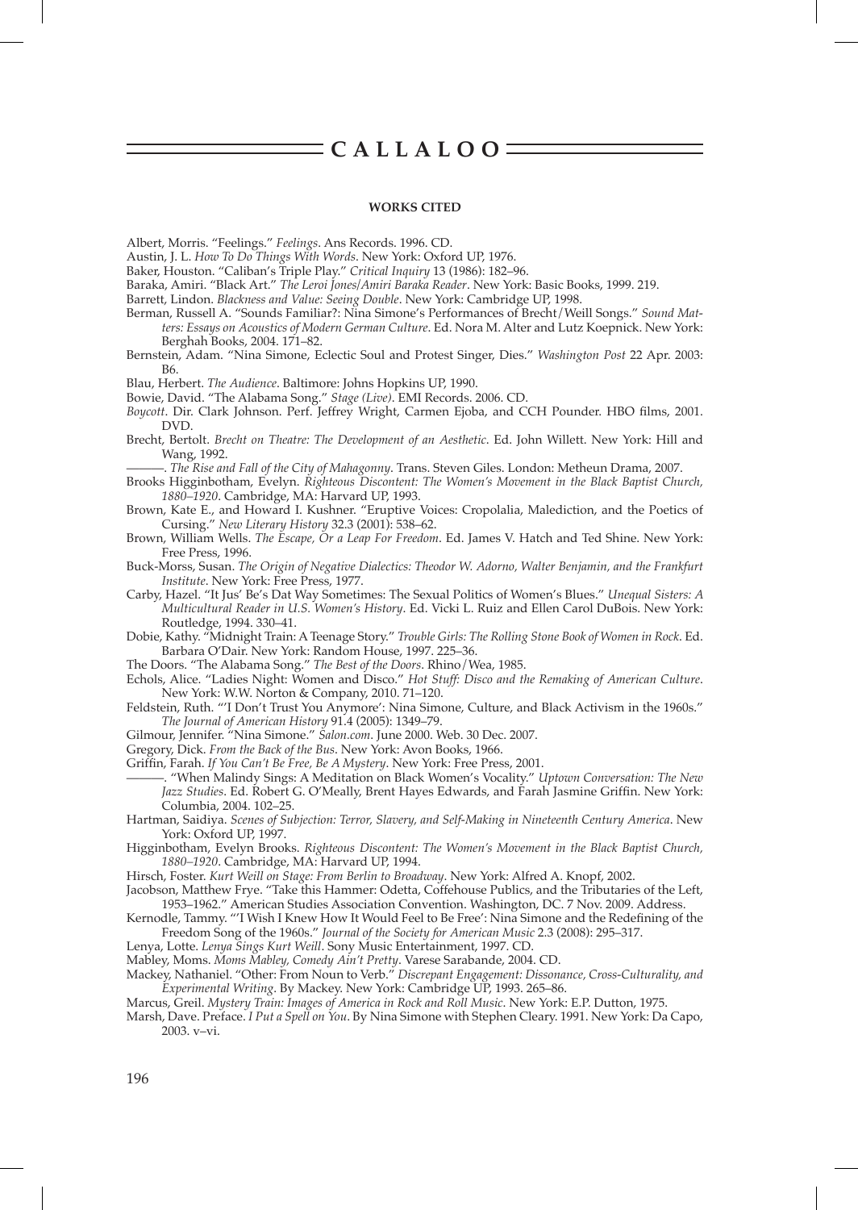#### WORKS CITED

Albert, Morris. "Feelings." *Feelings*. Ans Records. 1996. CD.

Austin, J. L. *How To Do Things With Words*. New York: Oxford UP, 1976.

Baker, Houston. "Caliban's Triple Play." *Critical Inquiry* 13 (1986): 182–96.

Baraka, Amiri. "Black Art." *The Leroi Jones/Amiri Baraka Reader*. New York: Basic Books, 1999. 219.

Barrett, Lindon. *Blackness and Value: Seeing Double*. New York: Cambridge UP, 1998.

Berman, Russell A. "Sounds Familiar?: Nina Simone's Performances of Brecht/Weill Songs." *Sound Matters: Essays on Acoustics of Modern German Culture*. Ed. Nora M. Alter and Lutz Koepnick. New York: Berghah Books, 2004. 171–82.

Bernstein, Adam. "Nina Simone, Eclectic Soul and Protest Singer, Dies." *Washington Post* 22 Apr. 2003: B6.

Blau, Herbert. *The Audience*. Baltimore: Johns Hopkins UP, 1990.

Bowie, David. "The Alabama Song." *Stage (Live)*. EMI Records. 2006. CD.

*Boycott*. Dir. Clark Johnson. Perf. Jeffrey Wright, Carmen Ejoba, and CCH Pounder. HBO films, 2001. DVD.

Brecht, Bertolt. *Brecht on Theatre: The Development of an Aesthetic*. Ed. John Willett. New York: Hill and Wang, 1992.

———. *The Rise and Fall of the City of Mahagonny*. Trans. Steven Giles. London: Metheun Drama, 2007.

Brooks Higginbotham, Evelyn. *Righteous Discontent: The Women's Movement in the Black Baptist Church, 1880–1920*. Cambridge, MA: Harvard UP, 1993.

Brown, Kate E., and Howard I. Kushner. "Eruptive Voices: Cropolalia, Malediction, and the Poetics of Cursing." *New Literary History* 32.3 (2001): 538–62.

Brown, William Wells. *The Escape, Or a Leap For Freedom*. Ed. James V. Hatch and Ted Shine. New York: Free Press, 1996.

Buck-Morss, Susan. *The Origin of Negative Dialectics: Theodor W. Adorno, Walter Benjamin, and the Frankfurt Institute*. New York: Free Press, 1977.

Carby, Hazel. "It Jus' Be's Dat Way Sometimes: The Sexual Politics of Women's Blues." *Unequal Sisters: A Multicultural Reader in U.S. Women's History*. Ed. Vicki L. Ruiz and Ellen Carol DuBois. New York: Routledge, 1994. 330–41.

Dobie, Kathy. "Midnight Train: A Teenage Story." *Trouble Girls: The Rolling Stone Book of Women in Rock*. Ed. Barbara O'Dair. New York: Random House, 1997. 225–36.

The Doors. "The Alabama Song." *The Best of the Doors*. Rhino/Wea, 1985.

Echols, Alice. "Ladies Night: Women and Disco." *Hot Stuff: Disco and the Remaking of American Culture*. New York: W.W. Norton & Company, 2010. 71–120.

Feldstein, Ruth. "'I Don't Trust You Anymore': Nina Simone, Culture, and Black Activism in the 1960s." *The Journal of American History* 91.4 (2005): 1349–79.

Gilmour, Jennifer. "Nina Simone." *Salon.com*. June 2000. Web. 30 Dec. 2007.

Gregory, Dick. *From the Back of the Bus*. New York: Avon Books, 1966.

Griffin, Farah. *If You Can't Be Free, Be A Mystery*. New York: Free Press, 2001.

———. "When Malindy Sings: A Meditation on Black Women's Vocality." *Uptown Conversation: The New Jazz Studies*. Ed. Robert G. O'Meally, Brent Hayes Edwards, and Farah Jasmine Griffin. New York: Columbia, 2004. 102–25.

Hartman, Saidiya. *Scenes of Subjection: Terror, Slavery, and Self-Making in Nineteenth Century America*. New York: Oxford UP, 1997.

Higginbotham, Evelyn Brooks. *Righteous Discontent: The Women's Movement in the Black Baptist Church, 1880–1920*. Cambridge, MA: Harvard UP, 1994.

Hirsch, Foster. *Kurt Weill on Stage: From Berlin to Broadway*. New York: Alfred A. Knopf, 2002.

Jacobson, Matthew Frye. "Take this Hammer: Odetta, Coffeehouse Publics, and the Tributaries of the Left, 1953–1962." American Studies Association Convention. Washington, DC. 7 Nov. 2009. Address.

Kernodle, Tammy. "'I Wish I Knew How It Would Feel to Be Free': Nina Simone and the Redefining of the Freedom Song of the 1960s." *Journal of the Society for American Music* 2.3 (2008): 295–317.

Lenya, Lotte. *Lenya Sings Kurt Weill*. Sony Music Entertainment, 1997. CD.

Mabley, Moms. *Moms Mabley, Comedy Ain't Pretty*. Varese Sarabande, 2004. CD.

Mackey, Nathaniel. "Other: From Noun to Verb." *Discrepant Engagement: Dissonance, Cross-Culturality, and Experimental Writing*. By Mackey. New York: Cambridge UP, 1993. 265–86.

Marcus, Greil. *Mystery Train: Images of America in Rock and Roll Music*. New York: E.P. Dutton, 1975.

Marsh, Dave. Preface. *I Put a Spell on You*. By Nina Simone with Stephen Cleary. 1991. New York: Da Capo, 2003. v–vi.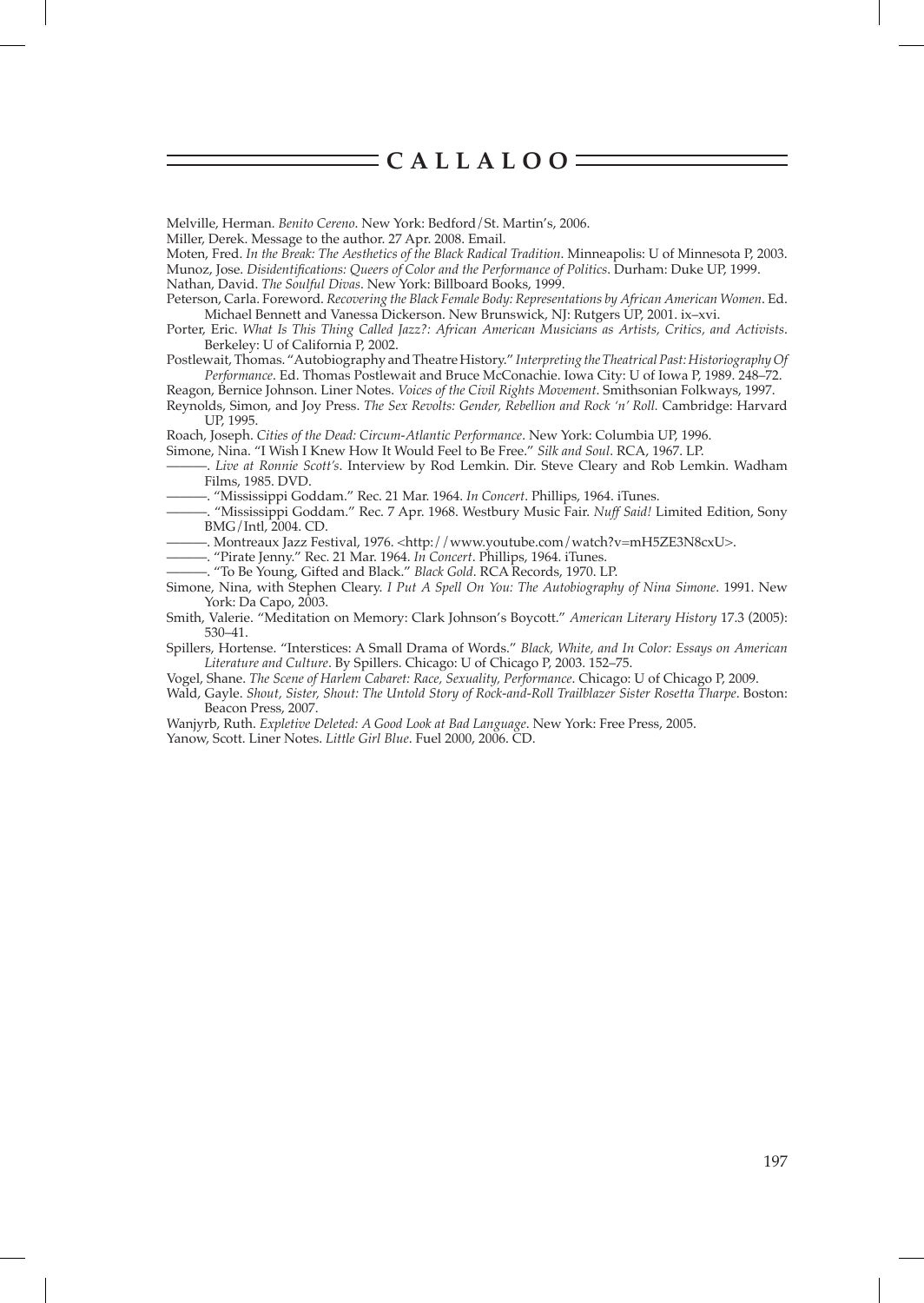Melville, Herman. *Benito Cereno*. New York: Bedford/St. Martin's, 2006.

Miller, Derek. Message to the author. 27 Apr. 2008. Email.

Moten, Fred. *In the Break: The Aesthetics of the Black Radical Tradition*. Minneapolis: U of Minnesota P, 2003.

Munoz, Jose. *Disidentifications: Queers of Color and the Performance of Politics*. Durham: Duke UP, 1999.

Nathan, David. *The Soulful Divas*. New York: Billboard Books, 1999.

Peterson, Carla. Foreword. *Recovering the Black Female Body: Representations by African American Women*. Ed. Michael Bennett and Vanessa Dickerson. New Brunswick, NJ: Rutgers UP, 2001. ix–xvi.

Porter, Eric. *What Is This Thing Called Jazz?: African American Musicians as Artists, Critics, and Activists*. Berkeley: U of California P, 2002.

Postlewait, Thomas. "Autobiography and Theatre History." *Interpreting the Theatrical Past: Historiography Of Performance*. Ed. Thomas Postlewait and Bruce McConachie. Iowa City: U of Iowa P, 1989. 248–72.

Reagon, Bernice Johnson. Liner Notes. *Voices of the Civil Rights Movement*. Smithsonian Folkways, 1997.

Reynolds, Simon, and Joy Press. *The Sex Revolts: Gender, Rebellion and Rock 'n' Roll.* Cambridge: Harvard UP, 1995.

Roach, Joseph. *Cities of the Dead: Circum-Atlantic Performance*. New York: Columbia UP, 1996.

Simone, Nina. "I Wish I Knew How It Would Feel to Be Free." *Silk and Soul*. RCA, 1967. LP.

———. *Live at Ronnie Scott's*. Interview by Rod Lemkin. Dir. Steve Cleary and Rob Lemkin. Wadham Films, 1985. DVD.

———. "Mississippi Goddam." Rec. 21 Mar. 1964. *In Concert*. Phillips, 1964. iTunes.

———. "Mississippi Goddam." Rec. 7 Apr. 1968. Westbury Music Fair. *Nuff Said!* Limited Edition, Sony BMG/Intl, 2004. CD.

———. Montreaux Jazz Festival, 1976. <http://www.youtube.com/watch?v=mH5ZE3N8cxU>.

———. "Pirate Jenny." Rec. 21 Mar. 1964. *In Concert*. Phillips, 1964. iTunes.

———. "To Be Young, Gifted and Black." *Black Gold*. RCA Records, 1970. LP.

Simone, Nina, with Stephen Cleary. *I Put A Spell On You: The Autobiography of Nina Simone*. 1991. New York: Da Capo, 2003.

Smith, Valerie. "Meditation on Memory: Clark Johnson's Boycott." *American Literary History* 17.3 (2005): 530–41.

Spillers, Hortense. "Interstices: A Small Drama of Words." *Black, White, and In Color: Essays on American Literature and Culture*. By Spillers. Chicago: U of Chicago P, 2003. 152–75.

Vogel, Shane. *The Scene of Harlem Cabaret: Race, Sexuality, Performance*. Chicago: U of Chicago P, 2009.

Wald, Gayle. *Shout, Sister, Shout: The Untold Story of Rock-and-Roll Trailblazer Sister Rosetta Tharpe*. Boston: Beacon Press, 2007.

Wanjyrb, Ruth. *Expletive Deleted: A Good Look at Bad Language*. New York: Free Press, 2005.

Yanow, Scott. Liner Notes. *Little Girl Blue*. Fuel 2000, 2006. CD.